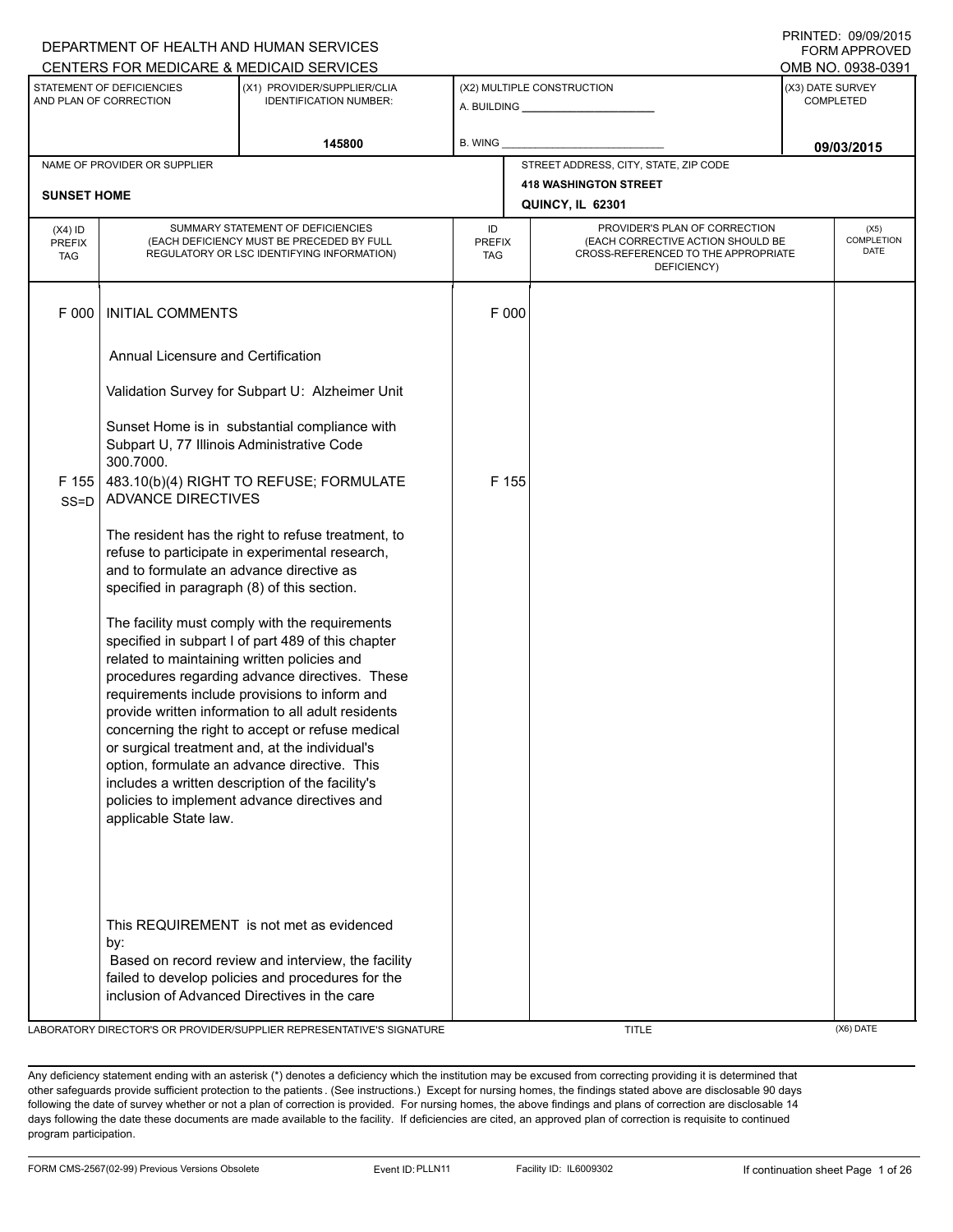DEPARTMENT OF HEALTH AND HUMAN SERVICES
CENTERS FOR MEDICARE & MEDICAID SERVICES

PRINTED: 09/09/2015
FORM APPROVED
OMB NO. 0938-0391

| STATEMENT OF DEFICIENCIES AND PLAN OF CORRECTION | (X1) PROVIDER/SUPPLIER/CLIA IDENTIFICATION NUMBER: | (X2) MULTIPLE CONSTRUCTION | (X3) DATE SURVEY COMPLETED |
|---|---|---|---|
| | 145800 | A. BUILDING ______ B. WING ______ | 09/03/2015 |

| NAME OF PROVIDER OR SUPPLIER | STREET ADDRESS, CITY, STATE, ZIP CODE |
|---|---|
| SUNSET HOME | 418 WASHINGTON STREET QUINCY, IL 62301 |

| (X4) ID PREFIX TAG | SUMMARY STATEMENT OF DEFICIENCIES (EACH DEFICIENCY MUST BE PRECEDED BY FULL REGULATORY OR LSC IDENTIFYING INFORMATION) | ID PREFIX TAG | PROVIDER'S PLAN OF CORRECTION (EACH CORRECTIVE ACTION SHOULD BE CROSS-REFERENCED TO THE APPROPRIATE DEFICIENCY) | (X5) COMPLETION DATE |
|---|---|---|---|---|
| F 000 | INITIAL COMMENTS<br><br>Annual Licensure and Certification<br><br>Validation Survey for Subpart U: Alzheimer Unit<br><br>Sunset Home is in substantial compliance with Subpart U, 77 Illinois Administrative Code 300.7000. | F 000 | | |
| F 155 SS=D | 483.10(b)(4) RIGHT TO REFUSE; FORMULATE ADVANCE DIRECTIVES<br><br>The resident has the right to refuse treatment, to refuse to participate in experimental research, and to formulate an advance directive as specified in paragraph (8) of this section.<br><br>The facility must comply with the requirements specified in subpart I of part 489 of this chapter related to maintaining written policies and procedures regarding advance directives. These requirements include provisions to inform and provide written information to all adult residents concerning the right to accept or refuse medical or surgical treatment and, at the individual's option, formulate an advance directive. This includes a written description of the facility's policies to implement advance directives and applicable State law.<br><br>This REQUIREMENT is not met as evidenced by:<br>Based on record review and interview, the facility failed to develop policies and procedures for the inclusion of Advanced Directives in the care | F 155 | | |

LABORATORY DIRECTOR'S OR PROVIDER/SUPPLIER REPRESENTATIVE'S SIGNATURE | TITLE | (X6) DATE

Any deficiency statement ending with an asterisk (*) denotes a deficiency which the institution may be excused from correcting providing it is determined that other safeguards provide sufficient protection to the patients . (See instructions.) Except for nursing homes, the findings stated above are disclosable 90 days following the date of survey whether or not a plan of correction is provided. For nursing homes, the above findings and plans of correction are disclosable 14 days following the date these documents are made available to the facility. If deficiencies are cited, an approved plan of correction is requisite to continued program participation.

FORM CMS-2567(02-99) Previous Versions Obsolete | Event ID: PLLN11 | Facility ID: IL6009302 | If continuation sheet Page 1 of 26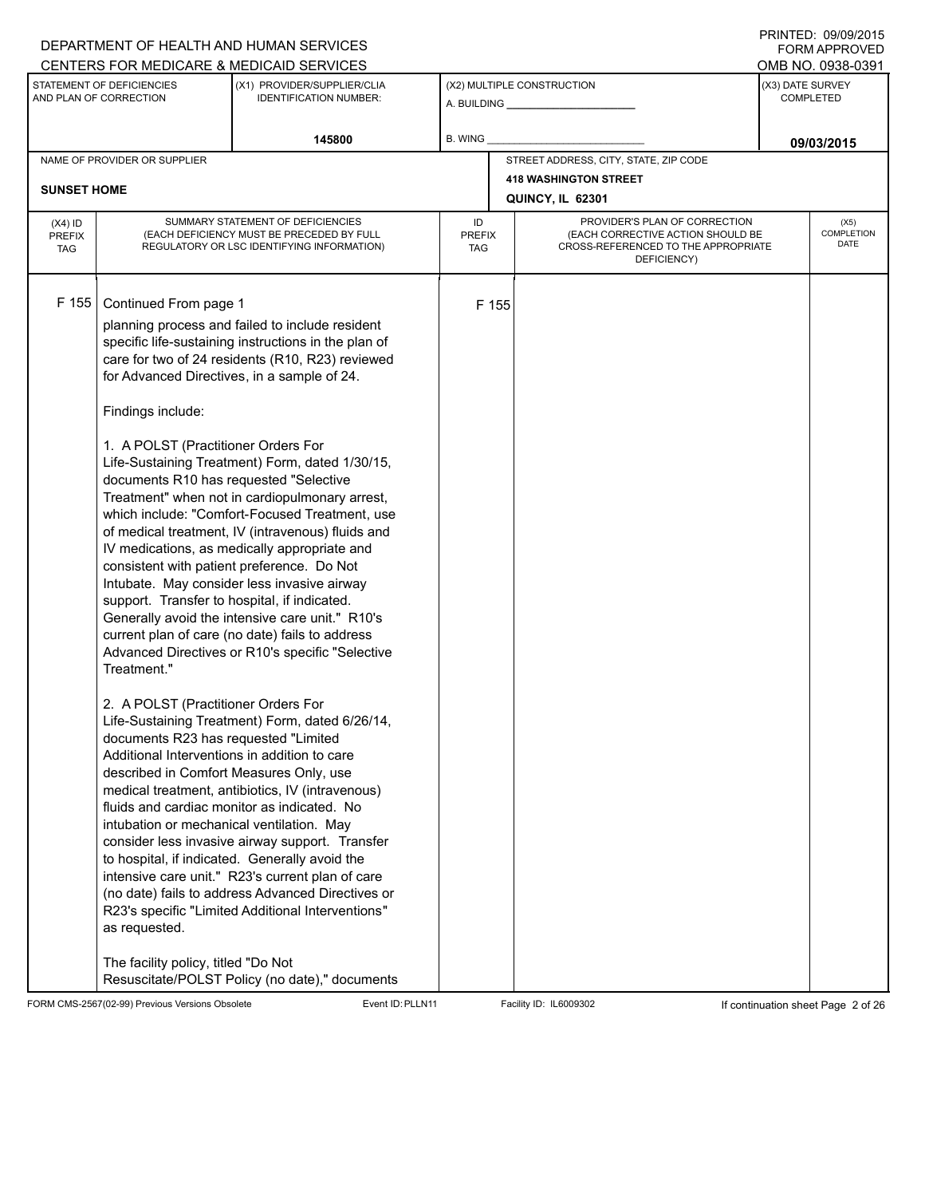DEPARTMENT OF HEALTH AND HUMAN SERVICES
CENTERS FOR MEDICARE & MEDICAID SERVICES

PRINTED: 09/09/2015
FORM APPROVED
OMB NO. 0938-0391

| STATEMENT OF DEFICIENCIES AND PLAN OF CORRECTION | (X1) PROVIDER/SUPPLIER/CLIA IDENTIFICATION NUMBER: | (X2) MULTIPLE CONSTRUCTION | (X3) DATE SURVEY COMPLETED |
|---|---|---|---|
| | 145800 | A. BUILDING ______ B. WING ______ | 09/03/2015 |

| NAME OF PROVIDER OR SUPPLIER | STREET ADDRESS, CITY, STATE, ZIP CODE |
|---|---|
| SUNSET HOME | 418 WASHINGTON STREET QUINCY, IL 62301 |

| (X4) ID PREFIX TAG | SUMMARY STATEMENT OF DEFICIENCIES (EACH DEFICIENCY MUST BE PRECEDED BY FULL REGULATORY OR LSC IDENTIFYING INFORMATION) | ID PREFIX TAG | PROVIDER'S PLAN OF CORRECTION (EACH CORRECTIVE ACTION SHOULD BE CROSS-REFERENCED TO THE APPROPRIATE DEFICIENCY) | (X5) COMPLETION DATE |
|---|---|---|---|---|
| F 155 | Continued From page 1 | F 155 | | |

planning process and failed to include resident specific life-sustaining instructions in the plan of care for two of 24 residents (R10, R23) reviewed for Advanced Directives, in a sample of 24.

Findings include:

1. A POLST (Practitioner Orders For Life-Sustaining Treatment) Form, dated 1/30/15, documents R10 has requested "Selective Treatment" when not in cardiopulmonary arrest, which include: "Comfort-Focused Treatment, use of medical treatment, IV (intravenous) fluids and IV medications, as medically appropriate and consistent with patient preference. Do Not Intubate. May consider less invasive airway support. Transfer to hospital, if indicated. Generally avoid the intensive care unit." R10's current plan of care (no date) fails to address Advanced Directives or R10's specific "Selective Treatment."

2. A POLST (Practitioner Orders For Life-Sustaining Treatment) Form, dated 6/26/14, documents R23 has requested "Limited Additional Interventions in addition to care described in Comfort Measures Only, use medical treatment, antibiotics, IV (intravenous) fluids and cardiac monitor as indicated. No intubation or mechanical ventilation. May consider less invasive airway support. Transfer to hospital, if indicated. Generally avoid the intensive care unit." R23's current plan of care (no date) fails to address Advanced Directives or R23's specific "Limited Additional Interventions" as requested.

The facility policy, titled "Do Not Resuscitate/POLST Policy (no date)," documents

FORM CMS-2567(02-99) Previous Versions Obsolete | Event ID: PLLN11 | Facility ID: IL6009302 | If continuation sheet Page 2 of 26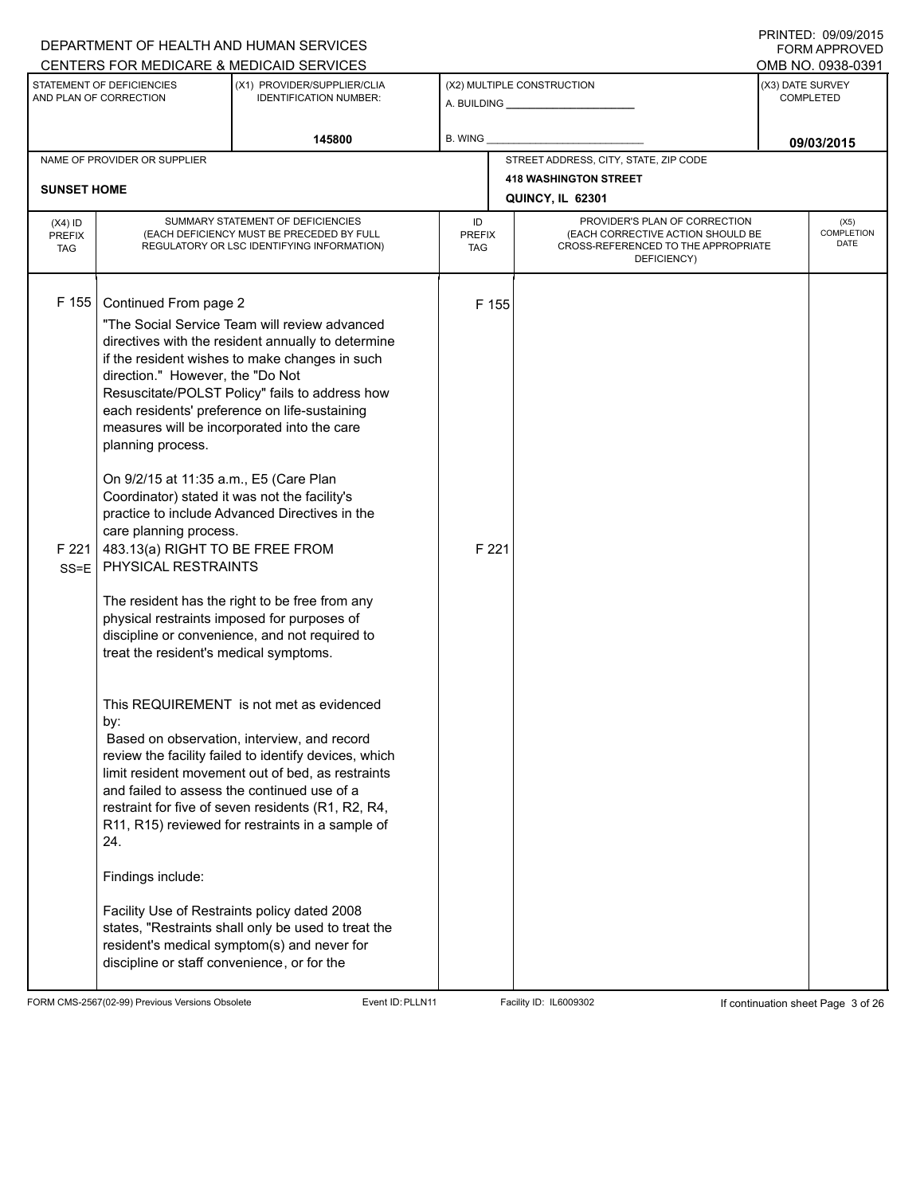DEPARTMENT OF HEALTH AND HUMAN SERVICES
CENTERS FOR MEDICARE & MEDICAID SERVICES

PRINTED: 09/09/2015
FORM APPROVED
OMB NO. 0938-0391

| STATEMENT OF DEFICIENCIES AND PLAN OF CORRECTION | (X1) PROVIDER/SUPPLIER/CLIA IDENTIFICATION NUMBER: | (X2) MULTIPLE CONSTRUCTION | (X3) DATE SURVEY COMPLETED |
|---|---|---|---|
| | 145800 | A. BUILDING ______ B. WING ______ | 09/03/2015 |

| NAME OF PROVIDER OR SUPPLIER | STREET ADDRESS, CITY, STATE, ZIP CODE |
|---|---|
| SUNSET HOME | 418 WASHINGTON STREET QUINCY, IL 62301 |

| (X4) ID PREFIX TAG | SUMMARY STATEMENT OF DEFICIENCIES (EACH DEFICIENCY MUST BE PRECEDED BY FULL REGULATORY OR LSC IDENTIFYING INFORMATION) | ID PREFIX TAG | PROVIDER'S PLAN OF CORRECTION (EACH CORRECTIVE ACTION SHOULD BE CROSS-REFERENCED TO THE APPROPRIATE DEFICIENCY) | (X5) COMPLETION DATE |
|---|---|---|---|---|
| F 155 | Continued From page 2<br>"The Social Service Team will review advanced directives with the resident annually to determine if the resident wishes to make changes in such direction." However, the "Do Not Resuscitate/POLST Policy" fails to address how each residents' preference on life-sustaining measures will be incorporated into the care planning process.<br><br>On 9/2/15 at 11:35 a.m., E5 (Care Plan Coordinator) stated it was not the facility's practice to include Advanced Directives in the care planning process. | F 155 | | |
| F 221 SS=E | 483.13(a) RIGHT TO BE FREE FROM PHYSICAL RESTRAINTS<br><br>The resident has the right to be free from any physical restraints imposed for purposes of discipline or convenience, and not required to treat the resident's medical symptoms.<br><br>This REQUIREMENT is not met as evidenced by:<br>Based on observation, interview, and record review the facility failed to identify devices, which limit resident movement out of bed, as restraints and failed to assess the continued use of a restraint for five of seven residents (R1, R2, R4, R11, R15) reviewed for restraints in a sample of 24.<br><br>Findings include:<br><br>Facility Use of Restraints policy dated 2008 states, "Restraints shall only be used to treat the resident's medical symptom(s) and never for discipline or staff convenience, or for the | F 221 | | |

FORM CMS-2567(02-99) Previous Versions Obsolete Event ID: PLLN11 Facility ID: IL6009302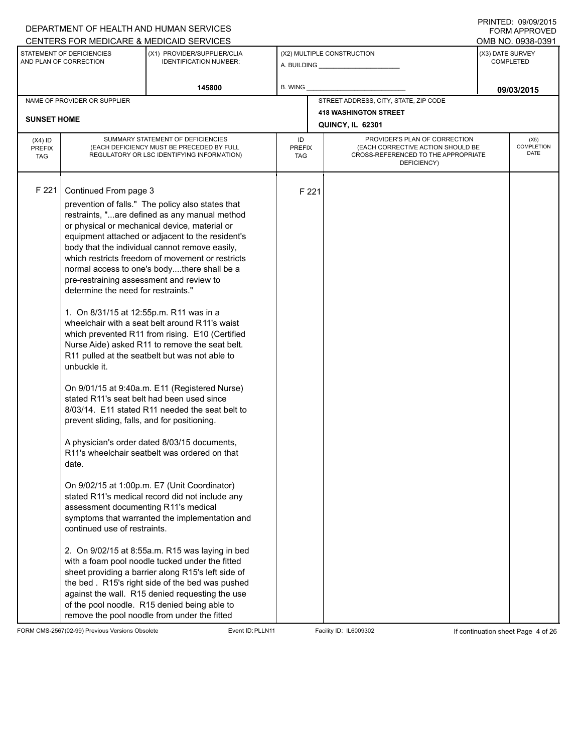| (X4) ID PREFIX TAG | SUMMARY STATEMENT OF DEFICIENCIES (EACH DEFICIENCY MUST BE PRECEDED BY FULL REGULATORY OR LSC IDENTIFYING INFORMATION) | ID PREFIX TAG | PROVIDER'S PLAN OF CORRECTION (EACH CORRECTIVE ACTION SHOULD BE CROSS-REFERENCED TO THE APPROPRIATE DEFICIENCY) | (X5) COMPLETION DATE |
|---|---|---|---|---|
| F 221 | Continued From page 3 | F 221 | | |

prevention of falls." The policy also states that restraints, "...are defined as any manual method or physical or mechanical device, material or equipment attached or adjacent to the resident's body that the individual cannot remove easily, which restricts freedom of movement or restricts normal access to one's body....there shall be a pre-restraining assessment and review to determine the need for restraints."

1. On 8/31/15 at 12:55p.m. R11 was in a wheelchair with a seat belt around R11's waist which prevented R11 from rising. E10 (Certified Nurse Aide) asked R11 to remove the seat belt. R11 pulled at the seatbelt but was not able to unbuckle it.

On 9/01/15 at 9:40a.m. E11 (Registered Nurse) stated R11's seat belt had been used since 8/03/14. E11 stated R11 needed the seat belt to prevent sliding, falls, and for positioning.

A physician's order dated 8/03/15 documents, R11's wheelchair seatbelt was ordered on that date.

On 9/02/15 at 1:00p.m. E7 (Unit Coordinator) stated R11's medical record did not include any assessment documenting R11's medical symptoms that warranted the implementation and continued use of restraints.

2. On 9/02/15 at 8:55a.m. R15 was laying in bed with a foam pool noodle tucked under the fitted sheet providing a barrier along R15's left side of the bed . R15's right side of the bed was pushed against the wall. R15 denied requesting the use of the pool noodle. R15 denied being able to remove the pool noodle from under the fitted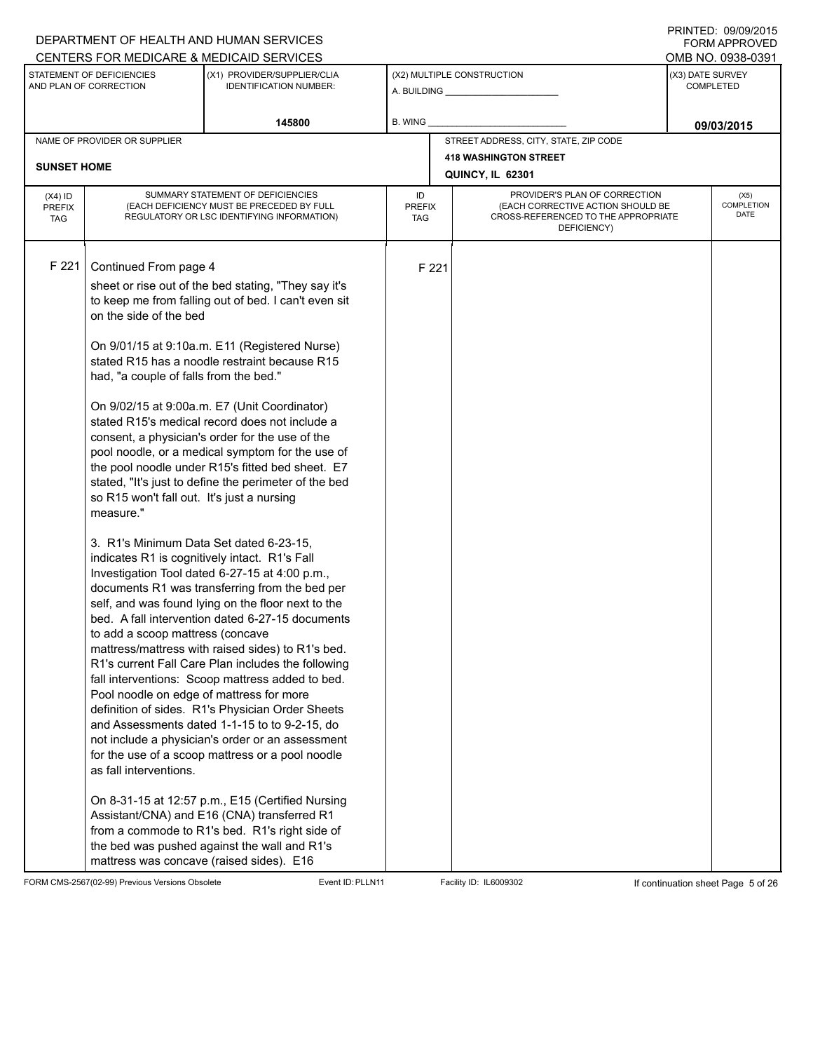DEPARTMENT OF HEALTH AND HUMAN SERVICES
CENTERS FOR MEDICARE & MEDICAID SERVICES

PRINTED: 09/09/2015
FORM APPROVED
OMB NO. 0938-0391

| STATEMENT OF DEFICIENCIES AND PLAN OF CORRECTION | (X1) PROVIDER/SUPPLIER/CLIA IDENTIFICATION NUMBER: | (X2) MULTIPLE CONSTRUCTION | (X3) DATE SURVEY COMPLETED |
|---|---|---|---|
| | 145800 | A. BUILDING ______ B. WING ______ | 09/03/2015 |

| NAME OF PROVIDER OR SUPPLIER | STREET ADDRESS, CITY, STATE, ZIP CODE |
|---|---|
| SUNSET HOME | 418 WASHINGTON STREET QUINCY, IL 62301 |

| (X4) ID PREFIX TAG | SUMMARY STATEMENT OF DEFICIENCIES (EACH DEFICIENCY MUST BE PRECEDED BY FULL REGULATORY OR LSC IDENTIFYING INFORMATION) | ID PREFIX TAG | PROVIDER'S PLAN OF CORRECTION (EACH CORRECTIVE ACTION SHOULD BE CROSS-REFERENCED TO THE APPROPRIATE DEFICIENCY) | (X5) COMPLETION DATE |
|---|---|---|---|---|
| F 221 | Continued From page 4 | F 221 | | |

sheet or rise out of the bed stating, "They say it's to keep me from falling out of bed. I can't even sit on the side of the bed

On 9/01/15 at 9:10a.m. E11 (Registered Nurse) stated R15 has a noodle restraint because R15 had, "a couple of falls from the bed."

On 9/02/15 at 9:00a.m. E7 (Unit Coordinator) stated R15's medical record does not include a consent, a physician's order for the use of the pool noodle, or a medical symptom for the use of the pool noodle under R15's fitted bed sheet. E7 stated, "It's just to define the perimeter of the bed so R15 won't fall out. It's just a nursing measure."

3. R1's Minimum Data Set dated 6-23-15, indicates R1 is cognitively intact. R1's Fall Investigation Tool dated 6-27-15 at 4:00 p.m., documents R1 was transferring from the bed per self, and was found lying on the floor next to the bed. A fall intervention dated 6-27-15 documents to add a scoop mattress (concave mattress/mattress with raised sides) to R1's bed. R1's current Fall Care Plan includes the following fall interventions: Scoop mattress added to bed. Pool noodle on edge of mattress for more definition of sides. R1's Physician Order Sheets and Assessments dated 1-1-15 to to 9-2-15, do not include a physician's order or an assessment for the use of a scoop mattress or a pool noodle as fall interventions.

On 8-31-15 at 12:57 p.m., E15 (Certified Nursing Assistant/CNA) and E16 (CNA) transferred R1 from a commode to R1's bed. R1's right side of the bed was pushed against the wall and R1's mattress was concave (raised sides). E16

FORM CMS-2567(02-99) Previous Versions Obsolete Event ID: PLLN11 Facility ID: IL6009302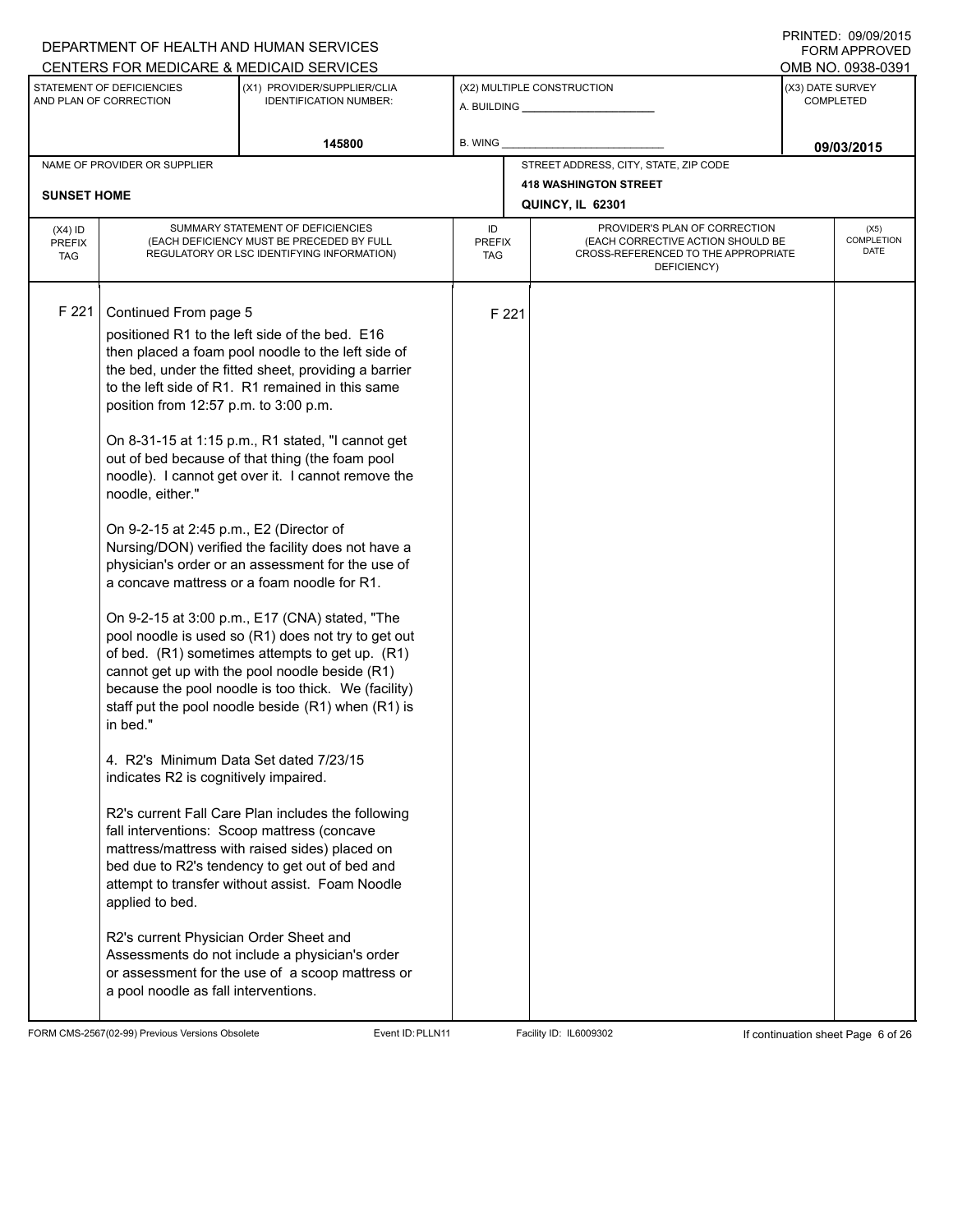DEPARTMENT OF HEALTH AND HUMAN SERVICES
CENTERS FOR MEDICARE & MEDICAID SERVICES

PRINTED: 09/09/2015
FORM APPROVED
OMB NO. 0938-0391

| STATEMENT OF DEFICIENCIES AND PLAN OF CORRECTION | (X1) PROVIDER/SUPPLIER/CLIA IDENTIFICATION NUMBER: | (X2) MULTIPLE CONSTRUCTION | (X3) DATE SURVEY COMPLETED |
|---|---|---|---|
| | 145800 | A. BUILDING ______ B. WING ______ | 09/03/2015 |

| NAME OF PROVIDER OR SUPPLIER | STREET ADDRESS, CITY, STATE, ZIP CODE |
|---|---|
| SUNSET HOME | 418 WASHINGTON STREET QUINCY, IL 62301 |

| (X4) ID PREFIX TAG | SUMMARY STATEMENT OF DEFICIENCIES (EACH DEFICIENCY MUST BE PRECEDED BY FULL REGULATORY OR LSC IDENTIFYING INFORMATION) | ID PREFIX TAG | PROVIDER'S PLAN OF CORRECTION (EACH CORRECTIVE ACTION SHOULD BE CROSS-REFERENCED TO THE APPROPRIATE DEFICIENCY) | (X5) COMPLETION DATE |
|---|---|---|---|---|
| F 221 | Continued From page 5 | F 221 | | |

positioned R1 to the left side of the bed. E16 then placed a foam pool noodle to the left side of the bed, under the fitted sheet, providing a barrier to the left side of R1. R1 remained in this same position from 12:57 p.m. to 3:00 p.m.

On 8-31-15 at 1:15 p.m., R1 stated, "I cannot get out of bed because of that thing (the foam pool noodle). I cannot get over it. I cannot remove the noodle, either."

On 9-2-15 at 2:45 p.m., E2 (Director of Nursing/DON) verified the facility does not have a physician's order or an assessment for the use of a concave mattress or a foam noodle for R1.

On 9-2-15 at 3:00 p.m., E17 (CNA) stated, "The pool noodle is used so (R1) does not try to get out of bed. (R1) sometimes attempts to get up. (R1) cannot get up with the pool noodle beside (R1) because the pool noodle is too thick. We (facility) staff put the pool noodle beside (R1) when (R1) is in bed."

4. R2's Minimum Data Set dated 7/23/15 indicates R2 is cognitively impaired.

R2's current Fall Care Plan includes the following fall interventions: Scoop mattress (concave mattress/mattress with raised sides) placed on bed due to R2's tendency to get out of bed and attempt to transfer without assist. Foam Noodle applied to bed.

R2's current Physician Order Sheet and Assessments do not include a physician's order or assessment for the use of a scoop mattress or a pool noodle as fall interventions.

FORM CMS-2567(02-99) Previous Versions Obsolete Event ID: PLLN11 Facility ID: IL6009302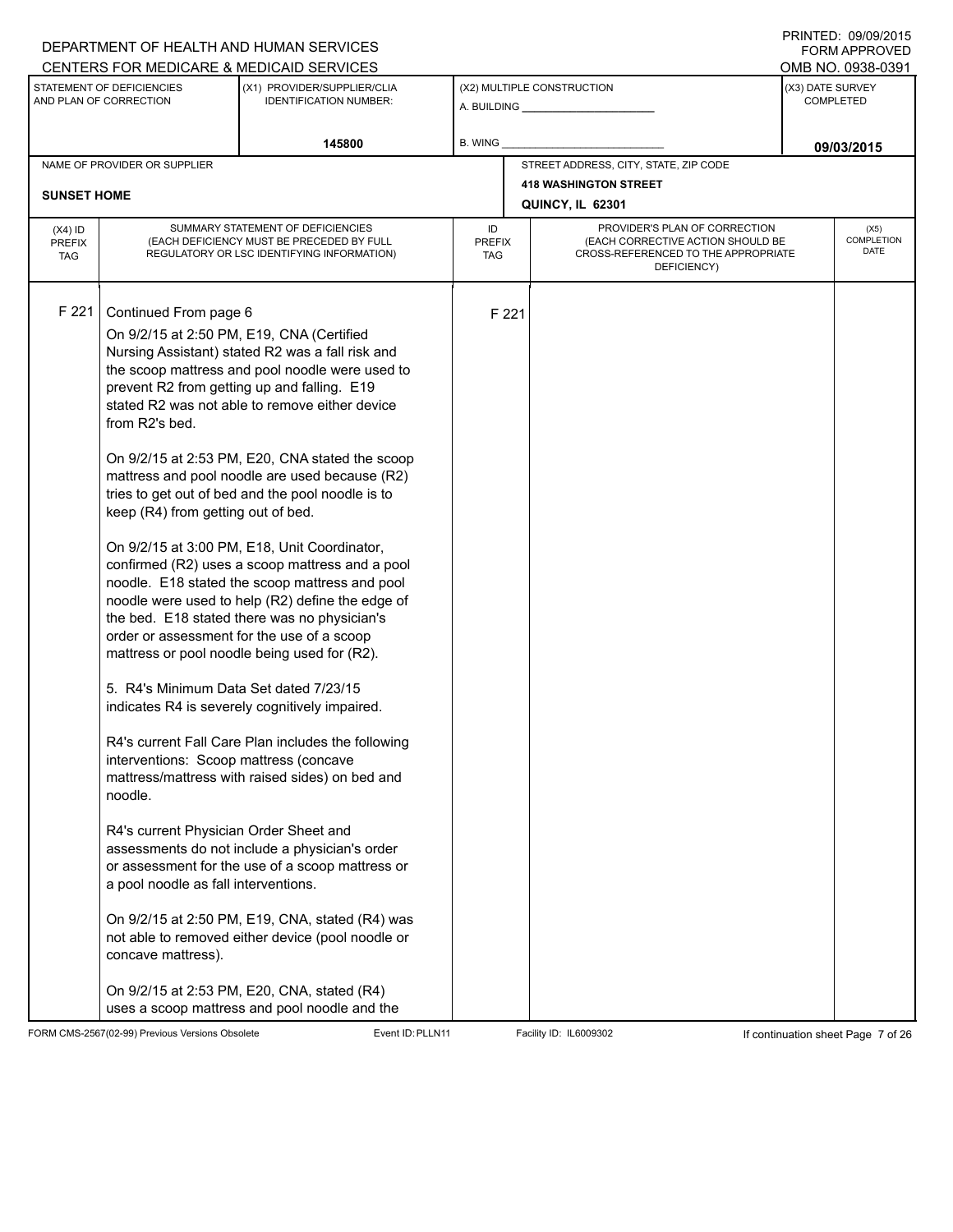DEPARTMENT OF HEALTH AND HUMAN SERVICES
CENTERS FOR MEDICARE & MEDICAID SERVICES

PRINTED: 09/09/2015
FORM APPROVED
OMB NO. 0938-0391

| STATEMENT OF DEFICIENCIES AND PLAN OF CORRECTION | (X1) PROVIDER/SUPPLIER/CLIA IDENTIFICATION NUMBER: | (X2) MULTIPLE CONSTRUCTION | (X3) DATE SURVEY COMPLETED |
|---|---|---|---|
| | 145800 | A. BUILDING ______ B. WING ______ | 09/03/2015 |

| NAME OF PROVIDER OR SUPPLIER | STREET ADDRESS, CITY, STATE, ZIP CODE |
|---|---|
| SUNSET HOME | 418 WASHINGTON STREET QUINCY, IL 62301 |

| (X4) ID PREFIX TAG | SUMMARY STATEMENT OF DEFICIENCIES (EACH DEFICIENCY MUST BE PRECEDED BY FULL REGULATORY OR LSC IDENTIFYING INFORMATION) | ID PREFIX TAG | PROVIDER'S PLAN OF CORRECTION (EACH CORRECTIVE ACTION SHOULD BE CROSS-REFERENCED TO THE APPROPRIATE DEFICIENCY) | (X5) COMPLETION DATE |
|---|---|---|---|---|
| F 221 | Continued From page 6 | F 221 | | |

On 9/2/15 at 2:50 PM, E19, CNA (Certified Nursing Assistant) stated R2 was a fall risk and the scoop mattress and pool noodle were used to prevent R2 from getting up and falling. E19 stated R2 was not able to remove either device from R2's bed.

On 9/2/15 at 2:53 PM, E20, CNA stated the scoop mattress and pool noodle are used because (R2) tries to get out of bed and the pool noodle is to keep (R4) from getting out of bed.

On 9/2/15 at 3:00 PM, E18, Unit Coordinator, confirmed (R2) uses a scoop mattress and a pool noodle. E18 stated the scoop mattress and pool noodle were used to help (R2) define the edge of the bed. E18 stated there was no physician's order or assessment for the use of a scoop mattress or pool noodle being used for (R2).

5. R4's Minimum Data Set dated 7/23/15 indicates R4 is severely cognitively impaired.

R4's current Fall Care Plan includes the following interventions: Scoop mattress (concave mattress/mattress with raised sides) on bed and noodle.

R4's current Physician Order Sheet and assessments do not include a physician's order or assessment for the use of a scoop mattress or a pool noodle as fall interventions.

On 9/2/15 at 2:50 PM, E19, CNA, stated (R4) was not able to removed either device (pool noodle or concave mattress).

On 9/2/15 at 2:53 PM, E20, CNA, stated (R4) uses a scoop mattress and pool noodle and the

FORM CMS-2567(02-99) Previous Versions Obsolete Event ID: PLLN11 Facility ID: IL6009302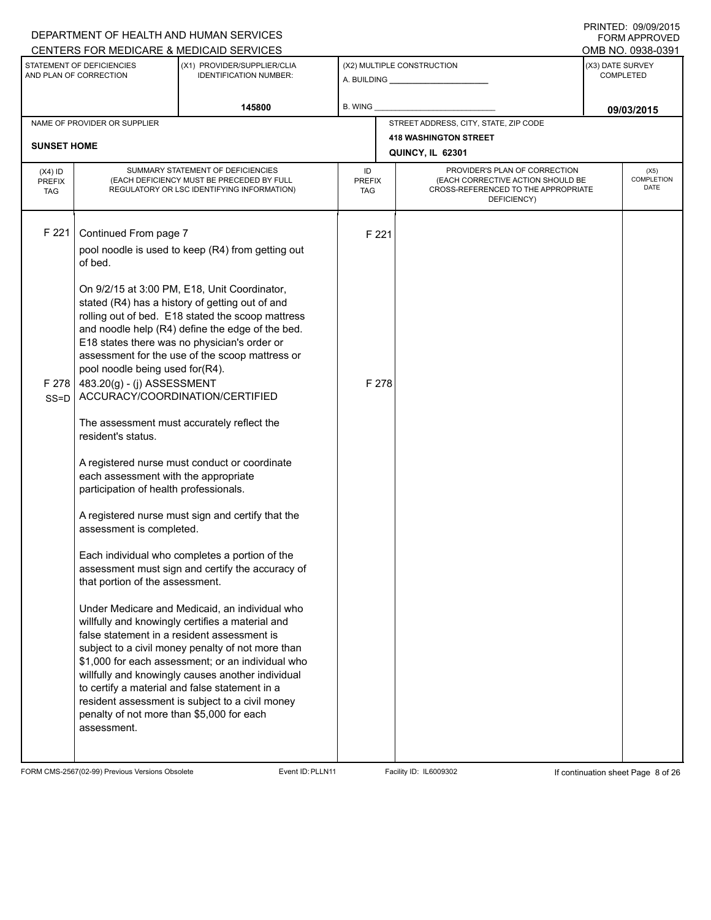DEPARTMENT OF HEALTH AND HUMAN SERVICES
CENTERS FOR MEDICARE & MEDICAID SERVICES

PRINTED: 09/09/2015
FORM APPROVED
OMB NO. 0938-0391

| STATEMENT OF DEFICIENCIES AND PLAN OF CORRECTION | (X1) PROVIDER/SUPPLIER/CLIA IDENTIFICATION NUMBER: | (X2) MULTIPLE CONSTRUCTION | (X3) DATE SURVEY COMPLETED |
|---|---|---|---|
| | 145800 | A. BUILDING ______ B. WING ______ | 09/03/2015 |

| NAME OF PROVIDER OR SUPPLIER | STREET ADDRESS, CITY, STATE, ZIP CODE |
|---|---|
| SUNSET HOME | 418 WASHINGTON STREET QUINCY, IL 62301 |

| (X4) ID PREFIX TAG | SUMMARY STATEMENT OF DEFICIENCIES (EACH DEFICIENCY MUST BE PRECEDED BY FULL REGULATORY OR LSC IDENTIFYING INFORMATION) | ID PREFIX TAG | PROVIDER'S PLAN OF CORRECTION (EACH CORRECTIVE ACTION SHOULD BE CROSS-REFERENCED TO THE APPROPRIATE DEFICIENCY) | (X5) COMPLETION DATE |
|---|---|---|---|---|
| F 221 | Continued From page 7<br>pool noodle is used to keep (R4) from getting out of bed.<br><br>On 9/2/15 at 3:00 PM, E18, Unit Coordinator, stated (R4) has a history of getting out of and rolling out of bed. E18 stated the scoop mattress and noodle help (R4) define the edge of the bed. E18 states there was no physician's order or assessment for the use of the scoop mattress or pool noodle being used for(R4). | F 221 | | |
| F 278 SS=D | 483.20(g) - (j) ASSESSMENT ACCURACY/COORDINATION/CERTIFIED<br><br>The assessment must accurately reflect the resident's status.<br><br>A registered nurse must conduct or coordinate each assessment with the appropriate participation of health professionals.<br><br>A registered nurse must sign and certify that the assessment is completed.<br><br>Each individual who completes a portion of the assessment must sign and certify the accuracy of that portion of the assessment.<br><br>Under Medicare and Medicaid, an individual who willfully and knowingly certifies a material and false statement in a resident assessment is subject to a civil money penalty of not more than $1,000 for each assessment; or an individual who willfully and knowingly causes another individual to certify a material and false statement in a resident assessment is subject to a civil money penalty of not more than $5,000 for each assessment. | F 278 | | |

FORM CMS-2567(02-99) Previous Versions Obsolete    Event ID: PLLN11    Facility ID: IL6009302    If continuation sheet Page 8 of 26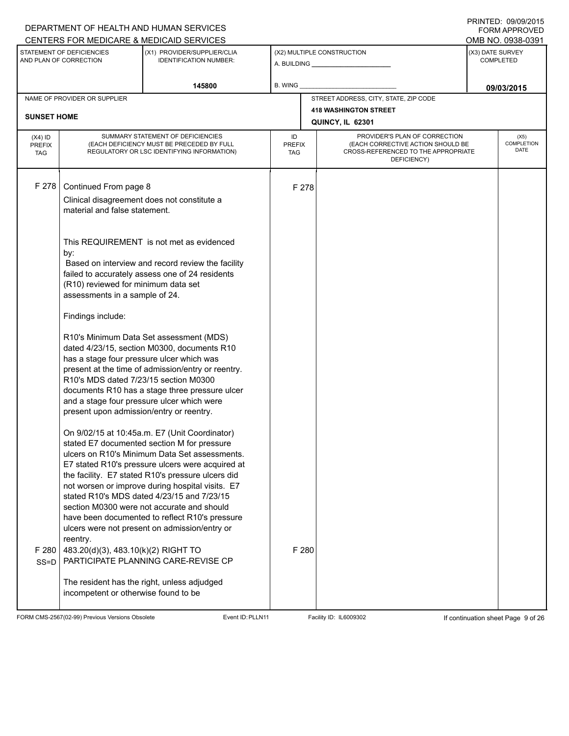DEPARTMENT OF HEALTH AND HUMAN SERVICES
CENTERS FOR MEDICARE & MEDICAID SERVICES

PRINTED: 09/09/2015
FORM APPROVED
OMB NO. 0938-0391

| STATEMENT OF DEFICIENCIES AND PLAN OF CORRECTION | (X1) PROVIDER/SUPPLIER/CLIA IDENTIFICATION NUMBER: | (X2) MULTIPLE CONSTRUCTION | (X3) DATE SURVEY COMPLETED |
|---|---|---|---|
| | 145800 | A. BUILDING ______ B. WING ______ | 09/03/2015 |

| NAME OF PROVIDER OR SUPPLIER | STREET ADDRESS, CITY, STATE, ZIP CODE |
|---|---|
| SUNSET HOME | 418 WASHINGTON STREET QUINCY, IL 62301 |

| (X4) ID PREFIX TAG | SUMMARY STATEMENT OF DEFICIENCIES (EACH DEFICIENCY MUST BE PRECEDED BY FULL REGULATORY OR LSC IDENTIFYING INFORMATION) | ID PREFIX TAG | PROVIDER'S PLAN OF CORRECTION (EACH CORRECTIVE ACTION SHOULD BE CROSS-REFERENCED TO THE APPROPRIATE DEFICIENCY) | (X5) COMPLETION DATE |
|---|---|---|---|---|
| F 278 | Continued From page 8<br>Clinical disagreement does not constitute a material and false statement.<br><br>This REQUIREMENT is not met as evidenced by:<br>Based on interview and record review the facility failed to accurately assess one of 24 residents (R10) reviewed for minimum data set assessments in a sample of 24.<br><br>Findings include:<br><br>R10's Minimum Data Set assessment (MDS) dated 4/23/15, section M0300, documents R10 has a stage four pressure ulcer which was present at the time of admission/entry or reentry. R10's MDS dated 7/23/15 section M0300 documents R10 has a stage three pressure ulcer and a stage four pressure ulcer which were present upon admission/entry or reentry.<br><br>On 9/02/15 at 10:45a.m. E7 (Unit Coordinator) stated E7 documented section M for pressure ulcers on R10's Minimum Data Set assessments. E7 stated R10's pressure ulcers were acquired at the facility. E7 stated R10's pressure ulcers did not worsen or improve during hospital visits. E7 stated R10's MDS dated 4/23/15 and 7/23/15 section M0300 were not accurate and should have been documented to reflect R10's pressure ulcers were not present on admission/entry or reentry. | F 278 | | |
| F 280 SS=D | 483.20(d)(3), 483.10(k)(2) RIGHT TO PARTICIPATE PLANNING CARE-REVISE CP<br><br>The resident has the right, unless adjudged incompetent or otherwise found to be | F 280 | | |

FORM CMS-2567(02-99) Previous Versions Obsolete Event ID: PLLN11 Facility ID: IL6009302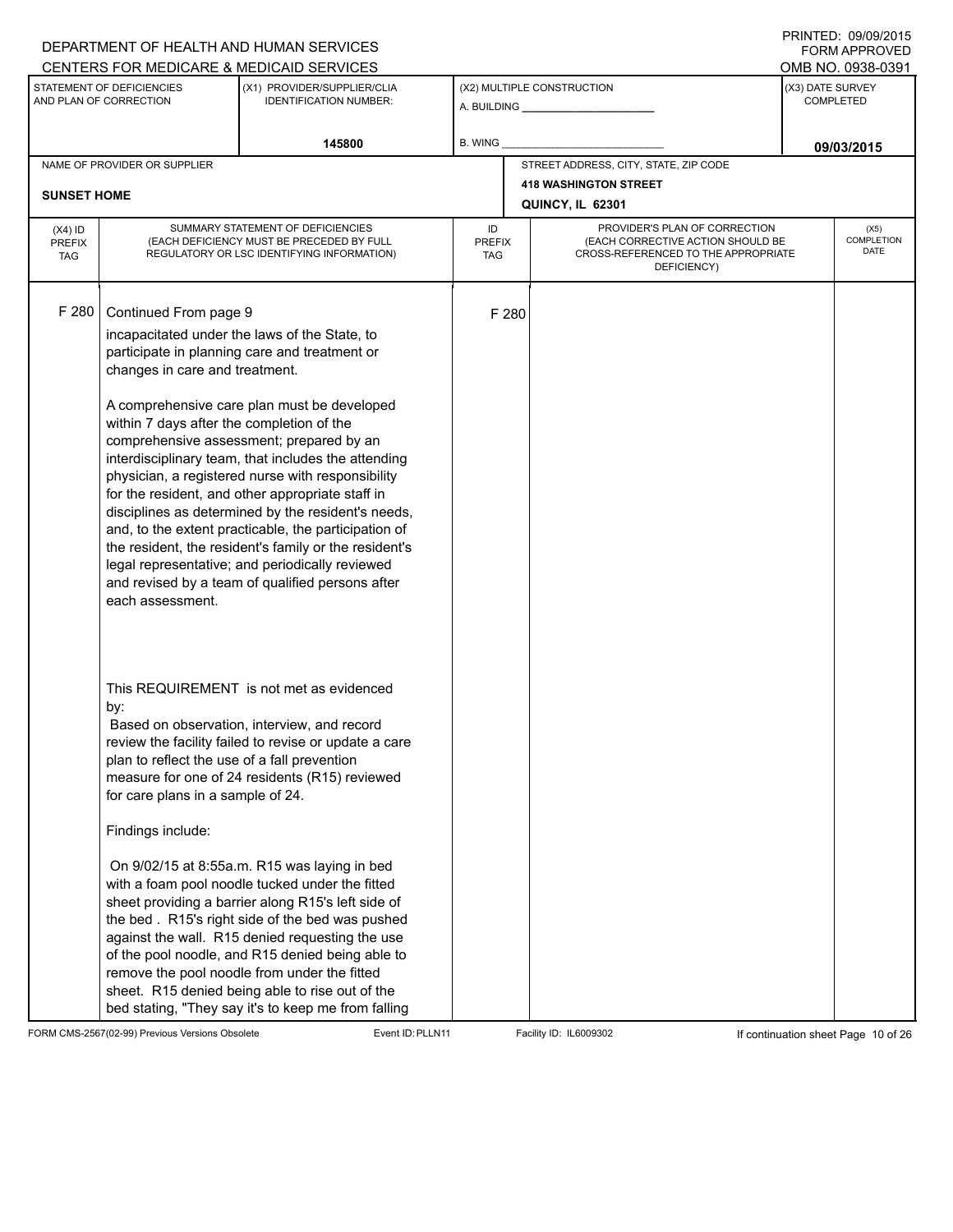DEPARTMENT OF HEALTH AND HUMAN SERVICES
CENTERS FOR MEDICARE & MEDICAID SERVICES

PRINTED: 09/09/2015
FORM APPROVED
OMB NO. 0938-0391

| STATEMENT OF DEFICIENCIES AND PLAN OF CORRECTION | (X1) PROVIDER/SUPPLIER/CLIA IDENTIFICATION NUMBER: | (X2) MULTIPLE CONSTRUCTION | (X3) DATE SURVEY COMPLETED |
|---|---|---|---|
| | 145800 | A. BUILDING ______ B. WING ______ | 09/03/2015 |

| NAME OF PROVIDER OR SUPPLIER | STREET ADDRESS, CITY, STATE, ZIP CODE |
|---|---|
| SUNSET HOME | 418 WASHINGTON STREET QUINCY, IL 62301 |

| (X4) ID PREFIX TAG | SUMMARY STATEMENT OF DEFICIENCIES (EACH DEFICIENCY MUST BE PRECEDED BY FULL REGULATORY OR LSC IDENTIFYING INFORMATION) | ID PREFIX TAG | PROVIDER'S PLAN OF CORRECTION (EACH CORRECTIVE ACTION SHOULD BE CROSS-REFERENCED TO THE APPROPRIATE DEFICIENCY) | (X5) COMPLETION DATE |
|---|---|---|---|---|
| F 280 | Continued From page 9 | F 280 | | |

incapacitated under the laws of the State, to participate in planning care and treatment or changes in care and treatment.

A comprehensive care plan must be developed within 7 days after the completion of the comprehensive assessment; prepared by an interdisciplinary team, that includes the attending physician, a registered nurse with responsibility for the resident, and other appropriate staff in disciplines as determined by the resident's needs, and, to the extent practicable, the participation of the resident, the resident's family or the resident's legal representative; and periodically reviewed and revised by a team of qualified persons after each assessment.

This REQUIREMENT is not met as evidenced by:
Based on observation, interview, and record review the facility failed to revise or update a care plan to reflect the use of a fall prevention measure for one of 24 residents (R15) reviewed for care plans in a sample of 24.

Findings include:

On 9/02/15 at 8:55a.m. R15 was laying in bed with a foam pool noodle tucked under the fitted sheet providing a barrier along R15's left side of the bed . R15's right side of the bed was pushed against the wall. R15 denied requesting the use of the pool noodle, and R15 denied being able to remove the pool noodle from under the fitted sheet. R15 denied being able to rise out of the bed stating, "They say it's to keep me from falling

FORM CMS-2567(02-99) Previous Versions Obsolete Event ID: PLLN11 Facility ID: IL6009302 If continuation sheet Page 10 of 26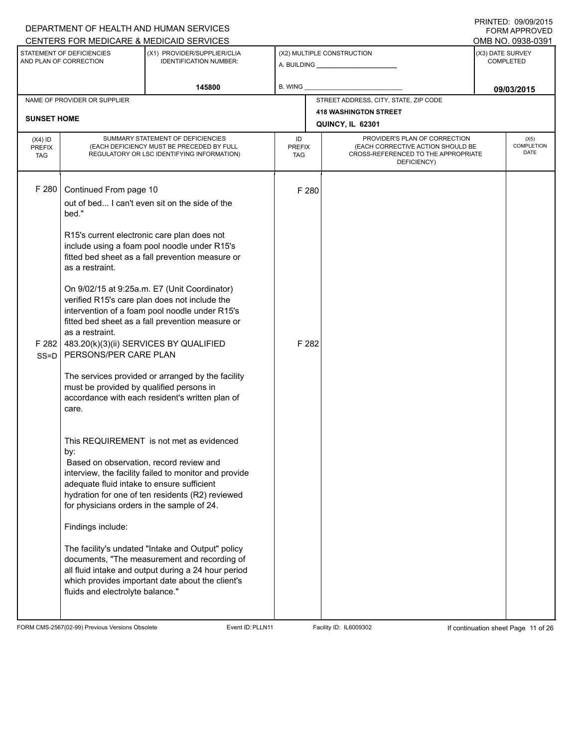DEPARTMENT OF HEALTH AND HUMAN SERVICES
CENTERS FOR MEDICARE & MEDICAID SERVICES

PRINTED: 09/09/2015
FORM APPROVED
OMB NO. 0938-0391

| STATEMENT OF DEFICIENCIES AND PLAN OF CORRECTION | (X1) PROVIDER/SUPPLIER/CLIA IDENTIFICATION NUMBER: | (X2) MULTIPLE CONSTRUCTION | (X3) DATE SURVEY COMPLETED |
|---|---|---|---|
| | 145800 | A. BUILDING ______ B. WING ______ | 09/03/2015 |

| NAME OF PROVIDER OR SUPPLIER | STREET ADDRESS, CITY, STATE, ZIP CODE |
|---|---|
| SUNSET HOME | 418 WASHINGTON STREET QUINCY, IL 62301 |

| (X4) ID PREFIX TAG | SUMMARY STATEMENT OF DEFICIENCIES (EACH DEFICIENCY MUST BE PRECEDED BY FULL REGULATORY OR LSC IDENTIFYING INFORMATION) | ID PREFIX TAG | PROVIDER'S PLAN OF CORRECTION (EACH CORRECTIVE ACTION SHOULD BE CROSS-REFERENCED TO THE APPROPRIATE DEFICIENCY) | (X5) COMPLETION DATE |
|---|---|---|---|---|
| F 280 | Continued From page 10<br>out of bed... I can't even sit on the side of the bed."<br><br>R15's current electronic care plan does not include using a foam pool noodle under R15's fitted bed sheet as a fall prevention measure or as a restraint.<br><br>On 9/02/15 at 9:25a.m. E7 (Unit Coordinator) verified R15's care plan does not include the intervention of a foam pool noodle under R15's fitted bed sheet as a fall prevention measure or as a restraint. | F 280 | | |
| F 282 SS=D | 483.20(k)(3)(ii) SERVICES BY QUALIFIED PERSONS/PER CARE PLAN<br><br>The services provided or arranged by the facility must be provided by qualified persons in accordance with each resident's written plan of care.<br><br>This REQUIREMENT is not met as evidenced by:<br>Based on observation, record review and interview, the facility failed to monitor and provide adequate fluid intake to ensure sufficient hydration for one of ten residents (R2) reviewed for physicians orders in the sample of 24.<br><br>Findings include:<br><br>The facility's undated "Intake and Output" policy documents, "The measurement and recording of all fluid intake and output during a 24 hour period which provides important date about the client's fluids and electrolyte balance." | F 282 | | |

FORM CMS-2567(02-99) Previous Versions Obsolete Event ID: PLLN11 Facility ID: IL6009302 If continuation sheet Page 11 of 26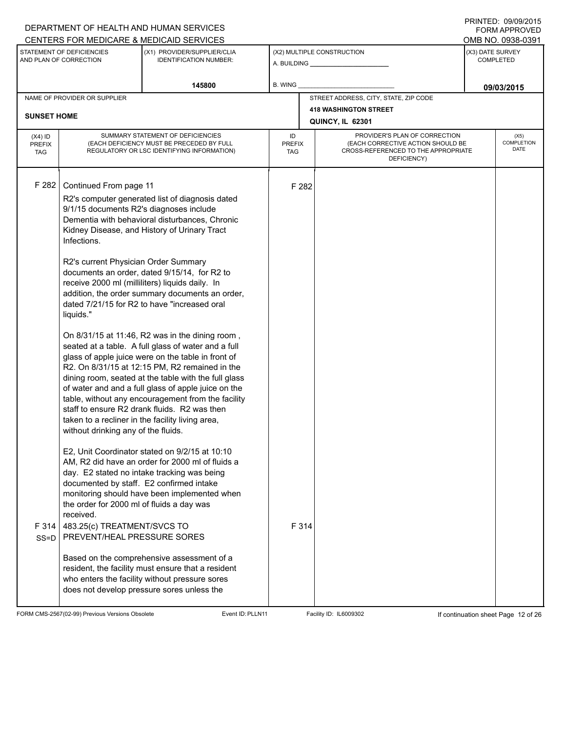DEPARTMENT OF HEALTH AND HUMAN SERVICES
CENTERS FOR MEDICARE & MEDICAID SERVICES

PRINTED: 09/09/2015
FORM APPROVED
OMB NO. 0938-0391

| STATEMENT OF DEFICIENCIES AND PLAN OF CORRECTION | (X1) PROVIDER/SUPPLIER/CLIA IDENTIFICATION NUMBER: | (X2) MULTIPLE CONSTRUCTION | (X3) DATE SURVEY COMPLETED |
|---|---|---|---|
| | 145800 | A. BUILDING ______ B. WING ______ | 09/03/2015 |

| NAME OF PROVIDER OR SUPPLIER | STREET ADDRESS, CITY, STATE, ZIP CODE |
|---|---|
| SUNSET HOME | 418 WASHINGTON STREET QUINCY, IL 62301 |

| (X4) ID PREFIX TAG | SUMMARY STATEMENT OF DEFICIENCIES (EACH DEFICIENCY MUST BE PRECEDED BY FULL REGULATORY OR LSC IDENTIFYING INFORMATION) | ID PREFIX TAG | PROVIDER'S PLAN OF CORRECTION (EACH CORRECTIVE ACTION SHOULD BE CROSS-REFERENCED TO THE APPROPRIATE DEFICIENCY) | (X5) COMPLETION DATE |
|---|---|---|---|---|
| F 282 | Continued From page 11<br><br>R2's computer generated list of diagnosis dated 9/1/15 documents R2's diagnoses include Dementia with behavioral disturbances, Chronic Kidney Disease, and History of Urinary Tract Infections.<br><br>R2's current Physician Order Summary documents an order, dated 9/15/14, for R2 to receive 2000 ml (milliliters) liquids daily. In addition, the order summary documents an order, dated 7/21/15 for R2 to have "increased oral liquids."<br><br>On 8/31/15 at 11:46, R2 was in the dining room , seated at a table. A full glass of water and a full glass of apple juice were on the table in front of R2. On 8/31/15 at 12:15 PM, R2 remained in the dining room, seated at the table with the full glass of water and and a full glass of apple juice on the table, without any encouragement from the facility staff to ensure R2 drank fluids. R2 was then taken to a recliner in the facility living area, without drinking any of the fluids.<br><br>E2, Unit Coordinator stated on 9/2/15 at 10:10 AM, R2 did have an order for 2000 ml of fluids a day. E2 stated no intake tracking was being documented by staff. E2 confirmed intake monitoring should have been implemented when the order for 2000 ml of fluids a day was received. | F 282 | | |
| F 314 SS=D | 483.25(c) TREATMENT/SVCS TO PREVENT/HEAL PRESSURE SORES<br><br>Based on the comprehensive assessment of a resident, the facility must ensure that a resident who enters the facility without pressure sores does not develop pressure sores unless the | F 314 | | |

FORM CMS-2567(02-99) Previous Versions Obsolete | Event ID: PLLN11 | Facility ID: IL6009302 | If continuation sheet Page 12 of 26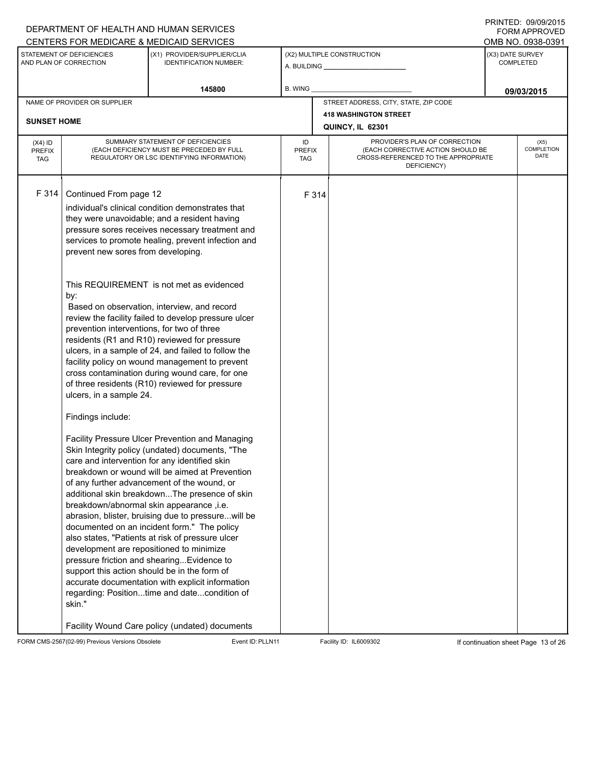DEPARTMENT OF HEALTH AND HUMAN SERVICES
CENTERS FOR MEDICARE & MEDICAID SERVICES

PRINTED: 09/09/2015
FORM APPROVED
OMB NO. 0938-0391

| STATEMENT OF DEFICIENCIES AND PLAN OF CORRECTION | (X1) PROVIDER/SUPPLIER/CLIA IDENTIFICATION NUMBER: | (X2) MULTIPLE CONSTRUCTION | (X3) DATE SURVEY COMPLETED |
|---|---|---|---|
| | 145800 | A. BUILDING ______ B. WING ______ | 09/03/2015 |

| NAME OF PROVIDER OR SUPPLIER | STREET ADDRESS, CITY, STATE, ZIP CODE |
|---|---|
| SUNSET HOME | 418 WASHINGTON STREET QUINCY, IL 62301 |

| (X4) ID PREFIX TAG | SUMMARY STATEMENT OF DEFICIENCIES (EACH DEFICIENCY MUST BE PRECEDED BY FULL REGULATORY OR LSC IDENTIFYING INFORMATION) | ID PREFIX TAG | PROVIDER'S PLAN OF CORRECTION (EACH CORRECTIVE ACTION SHOULD BE CROSS-REFERENCED TO THE APPROPRIATE DEFICIENCY) | (X5) COMPLETION DATE |
|---|---|---|---|---|
| F 314 | Continued From page 12 | F 314 | | |

individual's clinical condition demonstrates that they were unavoidable; and a resident having pressure sores receives necessary treatment and services to promote healing, prevent infection and prevent new sores from developing.

This REQUIREMENT is not met as evidenced by:

Based on observation, interview, and record review the facility failed to develop pressure ulcer prevention interventions, for two of three residents (R1 and R10) reviewed for pressure ulcers, in a sample of 24, and failed to follow the facility policy on wound management to prevent cross contamination during wound care, for one of three residents (R10) reviewed for pressure ulcers, in a sample 24.

Findings include:

Facility Pressure Ulcer Prevention and Managing Skin Integrity policy (undated) documents, "The care and intervention for any identified skin breakdown or wound will be aimed at Prevention of any further advancement of the wound, or additional skin breakdown...The presence of skin breakdown/abnormal skin appearance ,i.e. abrasion, blister, bruising due to pressure...will be documented on an incident form." The policy also states, "Patients at risk of pressure ulcer development are repositioned to minimize pressure friction and shearing...Evidence to support this action should be in the form of accurate documentation with explicit information regarding: Position...time and date...condition of skin."

Facility Wound Care policy (undated) documents

FORM CMS-2567(02-99) Previous Versions Obsolete Event ID: PLLN11 Facility ID: IL6009302 If continuation sheet Page 13 of 26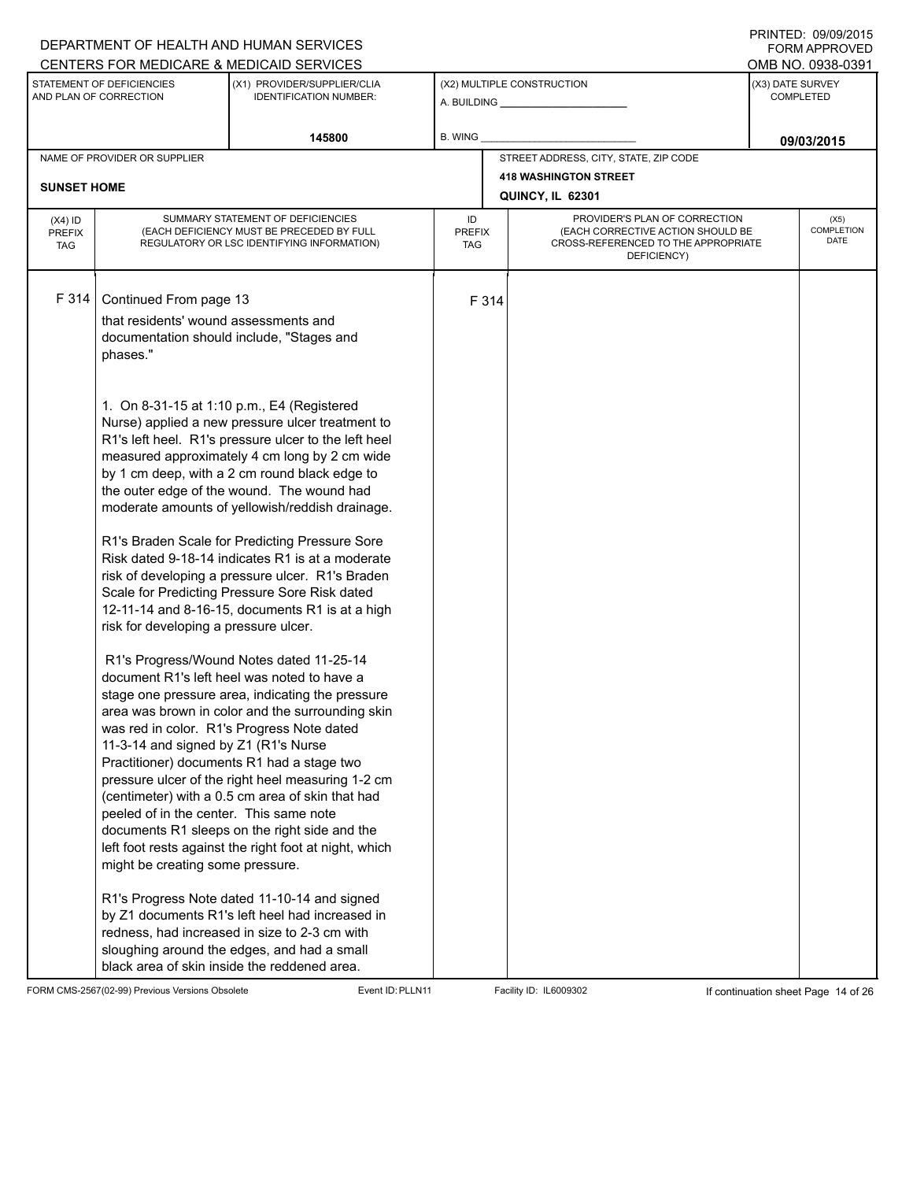DEPARTMENT OF HEALTH AND HUMAN SERVICES
CENTERS FOR MEDICARE & MEDICAID SERVICES

PRINTED: 09/09/2015
FORM APPROVED
OMB NO. 0938-0391

| STATEMENT OF DEFICIENCIES AND PLAN OF CORRECTION | (X1) PROVIDER/SUPPLIER/CLIA IDENTIFICATION NUMBER: | (X2) MULTIPLE CONSTRUCTION | (X3) DATE SURVEY COMPLETED |
|---|---|---|---|
| | 145800 | A. BUILDING ______ B. WING ______ | 09/03/2015 |

| NAME OF PROVIDER OR SUPPLIER | STREET ADDRESS, CITY, STATE, ZIP CODE |
|---|---|
| SUNSET HOME | 418 WASHINGTON STREET QUINCY, IL 62301 |

| (X4) ID PREFIX TAG | SUMMARY STATEMENT OF DEFICIENCIES (EACH DEFICIENCY MUST BE PRECEDED BY FULL REGULATORY OR LSC IDENTIFYING INFORMATION) | ID PREFIX TAG | PROVIDER'S PLAN OF CORRECTION (EACH CORRECTIVE ACTION SHOULD BE CROSS-REFERENCED TO THE APPROPRIATE DEFICIENCY) | (X5) COMPLETION DATE |
|---|---|---|---|---|
| F 314 | Continued From page 13 | F 314 | | |

that residents' wound assessments and documentation should include, "Stages and phases."

1. On 8-31-15 at 1:10 p.m., E4 (Registered Nurse) applied a new pressure ulcer treatment to R1's left heel. R1's pressure ulcer to the left heel measured approximately 4 cm long by 2 cm wide by 1 cm deep, with a 2 cm round black edge to the outer edge of the wound. The wound had moderate amounts of yellowish/reddish drainage.

R1's Braden Scale for Predicting Pressure Sore Risk dated 9-18-14 indicates R1 is at a moderate risk of developing a pressure ulcer. R1's Braden Scale for Predicting Pressure Sore Risk dated 12-11-14 and 8-16-15, documents R1 is at a high risk for developing a pressure ulcer.

R1's Progress/Wound Notes dated 11-25-14 document R1's left heel was noted to have a stage one pressure area, indicating the pressure area was brown in color and the surrounding skin was red in color. R1's Progress Note dated 11-3-14 and signed by Z1 (R1's Nurse Practitioner) documents R1 had a stage two pressure ulcer of the right heel measuring 1-2 cm (centimeter) with a 0.5 cm area of skin that had peeled of in the center. This same note documents R1 sleeps on the right side and the left foot rests against the right foot at night, which might be creating some pressure.

R1's Progress Note dated 11-10-14 and signed by Z1 documents R1's left heel had increased in redness, had increased in size to 2-3 cm with sloughing around the edges, and had a small black area of skin inside the reddened area.

FORM CMS-2567(02-99) Previous Versions Obsolete Event ID: PLLN11 Facility ID: IL6009302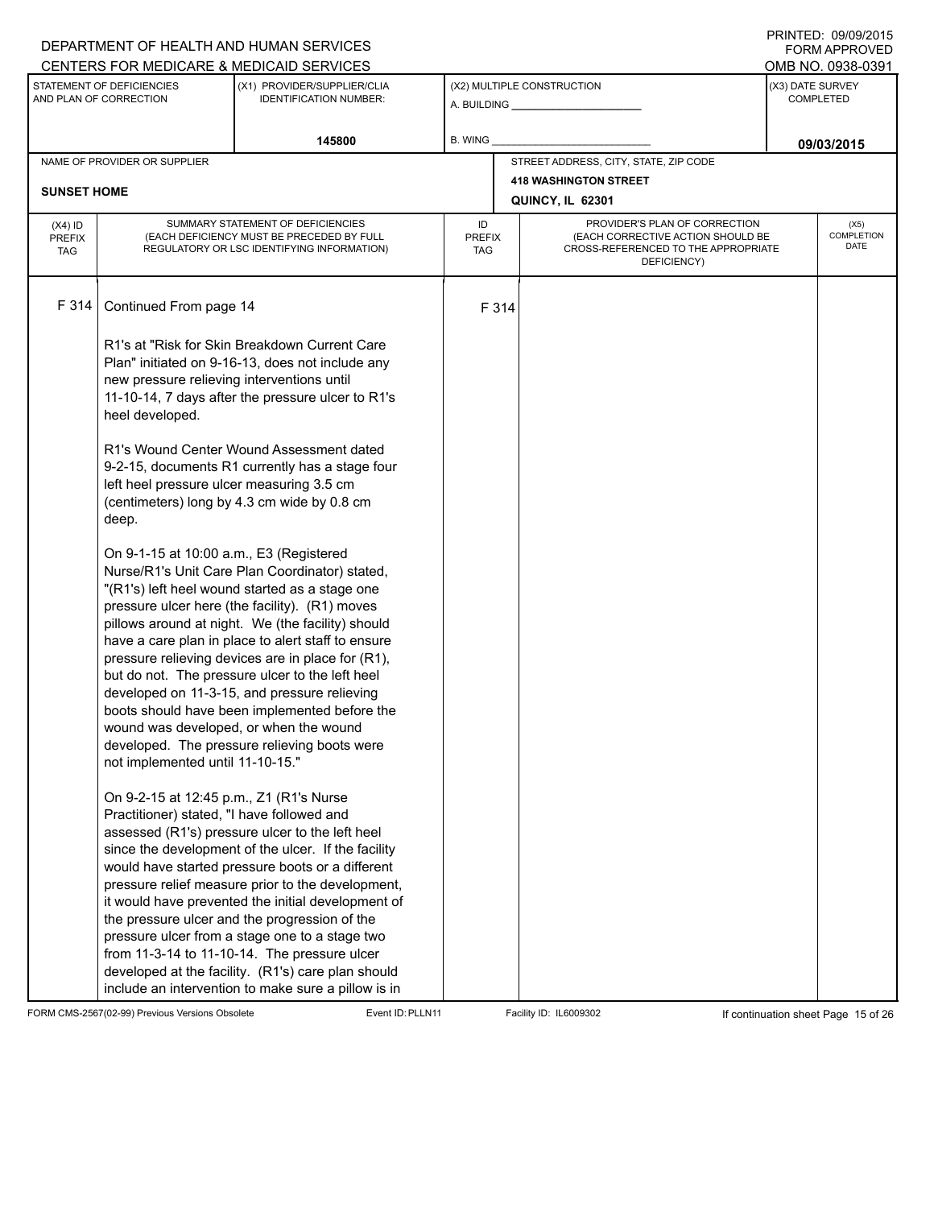DEPARTMENT OF HEALTH AND HUMAN SERVICES
CENTERS FOR MEDICARE & MEDICAID SERVICES

PRINTED: 09/09/2015
FORM APPROVED
OMB NO. 0938-0391

| STATEMENT OF DEFICIENCIES AND PLAN OF CORRECTION | (X1) PROVIDER/SUPPLIER/CLIA IDENTIFICATION NUMBER: | (X2) MULTIPLE CONSTRUCTION | (X3) DATE SURVEY COMPLETED |
|---|---|---|---|
| | 145800 | A. BUILDING ______ B. WING ______ | 09/03/2015 |

| NAME OF PROVIDER OR SUPPLIER | STREET ADDRESS, CITY, STATE, ZIP CODE |
|---|---|
| SUNSET HOME | 418 WASHINGTON STREET QUINCY, IL 62301 |

| (X4) ID PREFIX TAG | SUMMARY STATEMENT OF DEFICIENCIES (EACH DEFICIENCY MUST BE PRECEDED BY FULL REGULATORY OR LSC IDENTIFYING INFORMATION) | ID PREFIX TAG | PROVIDER'S PLAN OF CORRECTION (EACH CORRECTIVE ACTION SHOULD BE CROSS-REFERENCED TO THE APPROPRIATE DEFICIENCY) | (X5) COMPLETION DATE |
|---|---|---|---|---|
| F 314 | Continued From page 14 | F 314 | | |

R1's at "Risk for Skin Breakdown Current Care Plan" initiated on 9-16-13, does not include any new pressure relieving interventions until 11-10-14, 7 days after the pressure ulcer to R1's heel developed.

R1's Wound Center Wound Assessment dated 9-2-15, documents R1 currently has a stage four left heel pressure ulcer measuring 3.5 cm (centimeters) long by 4.3 cm wide by 0.8 cm deep.

On 9-1-15 at 10:00 a.m., E3 (Registered Nurse/R1's Unit Care Plan Coordinator) stated, "(R1's) left heel wound started as a stage one pressure ulcer here (the facility). (R1) moves pillows around at night. We (the facility) should have a care plan in place to alert staff to ensure pressure relieving devices are in place for (R1), but do not. The pressure ulcer to the left heel developed on 11-3-15, and pressure relieving boots should have been implemented before the wound was developed, or when the wound developed. The pressure relieving boots were not implemented until 11-10-15."

On 9-2-15 at 12:45 p.m., Z1 (R1's Nurse Practitioner) stated, "I have followed and assessed (R1's) pressure ulcer to the left heel since the development of the ulcer. If the facility would have started pressure boots or a different pressure relief measure prior to the development, it would have prevented the initial development of the pressure ulcer and the progression of the pressure ulcer from a stage one to a stage two from 11-3-14 to 11-10-14. The pressure ulcer developed at the facility. (R1's) care plan should include an intervention to make sure a pillow is in

FORM CMS-2567(02-99) Previous Versions Obsolete | Event ID: PLLN11 | Facility ID: IL6009302 | If continuation sheet Page 15 of 26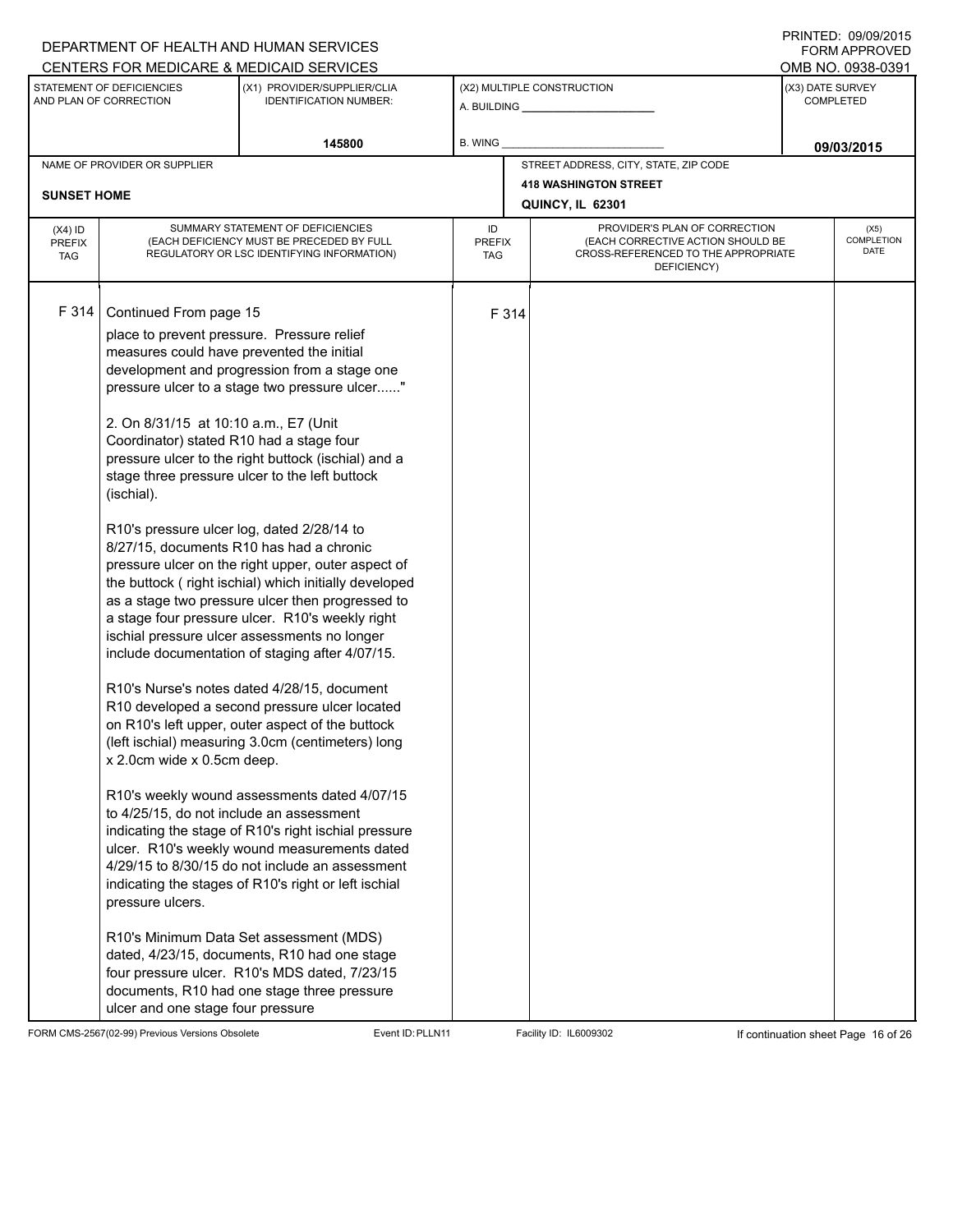DEPARTMENT OF HEALTH AND HUMAN SERVICES
CENTERS FOR MEDICARE & MEDICAID SERVICES

PRINTED: 09/09/2015
FORM APPROVED
OMB NO. 0938-0391

| STATEMENT OF DEFICIENCIES AND PLAN OF CORRECTION | (X1) PROVIDER/SUPPLIER/CLIA IDENTIFICATION NUMBER: | (X2) MULTIPLE CONSTRUCTION | (X3) DATE SURVEY COMPLETED |
|---|---|---|---|
| | 145800 | A. BUILDING ______ B. WING ______ | 09/03/2015 |

NAME OF PROVIDER OR SUPPLIER: **SUNSET HOME**

STREET ADDRESS, CITY, STATE, ZIP CODE: **418 WASHINGTON STREET, QUINCY, IL 62301**

| (X4) ID PREFIX TAG | SUMMARY STATEMENT OF DEFICIENCIES (EACH DEFICIENCY MUST BE PRECEDED BY FULL REGULATORY OR LSC IDENTIFYING INFORMATION) | ID PREFIX TAG | PROVIDER'S PLAN OF CORRECTION (EACH CORRECTIVE ACTION SHOULD BE CROSS-REFERENCED TO THE APPROPRIATE DEFICIENCY) | (X5) COMPLETION DATE |
|---|---|---|---|---|
| F 314 | Continued From page 15<br>place to prevent pressure. Pressure relief measures could have prevented the initial development and progression from a stage one pressure ulcer to a stage two pressure ulcer......"<br><br>2. On 8/31/15 at 10:10 a.m., E7 (Unit Coordinator) stated R10 had a stage four pressure ulcer to the right buttock (ischial) and a stage three pressure ulcer to the left buttock (ischial).<br><br>R10's pressure ulcer log, dated 2/28/14 to 8/27/15, documents R10 has had a chronic pressure ulcer on the right upper, outer aspect of the buttock ( right ischial) which initially developed as a stage two pressure ulcer then progressed to a stage four pressure ulcer. R10's weekly right ischial pressure ulcer assessments no longer include documentation of staging after 4/07/15.<br><br>R10's Nurse's notes dated 4/28/15, document R10 developed a second pressure ulcer located on R10's left upper, outer aspect of the buttock (left ischial) measuring 3.0cm (centimeters) long x 2.0cm wide x 0.5cm deep.<br><br>R10's weekly wound assessments dated 4/07/15 to 4/25/15, do not include an assessment indicating the stage of R10's right ischial pressure ulcer. R10's weekly wound measurements dated 4/29/15 to 8/30/15 do not include an assessment indicating the stages of R10's right or left ischial pressure ulcers.<br><br>R10's Minimum Data Set assessment (MDS) dated, 4/23/15, documents, R10 had one stage four pressure ulcer. R10's MDS dated, 7/23/15 documents, R10 had one stage three pressure ulcer and one stage four pressure | F 314 | | |

FORM CMS-2567(02-99) Previous Versions Obsolete    Event ID: PLLN11    Facility ID: IL6009302    If continuation sheet Page 16 of 26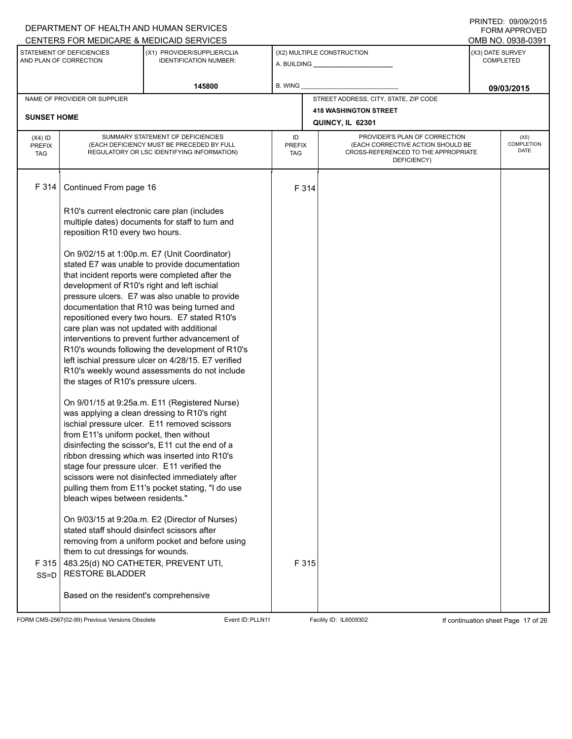DEPARTMENT OF HEALTH AND HUMAN SERVICES
CENTERS FOR MEDICARE & MEDICAID SERVICES

PRINTED: 09/09/2015
FORM APPROVED
OMB NO. 0938-0391

| STATEMENT OF DEFICIENCIES AND PLAN OF CORRECTION | (X1) PROVIDER/SUPPLIER/CLIA IDENTIFICATION NUMBER: | (X2) MULTIPLE CONSTRUCTION | (X3) DATE SURVEY COMPLETED |
|---|---|---|---|
| | 145800 | A. BUILDING ______ B. WING ______ | 09/03/2015 |

| NAME OF PROVIDER OR SUPPLIER | STREET ADDRESS, CITY, STATE, ZIP CODE |
|---|---|
| SUNSET HOME | 418 WASHINGTON STREET QUINCY, IL 62301 |

| (X4) ID PREFIX TAG | SUMMARY STATEMENT OF DEFICIENCIES (EACH DEFICIENCY MUST BE PRECEDED BY FULL REGULATORY OR LSC IDENTIFYING INFORMATION) | ID PREFIX TAG | PROVIDER'S PLAN OF CORRECTION (EACH CORRECTIVE ACTION SHOULD BE CROSS-REFERENCED TO THE APPROPRIATE DEFICIENCY) | (X5) COMPLETION DATE |
|---|---|---|---|---|
| F 314 | Continued From page 16<br><br>R10's current electronic care plan (includes multiple dates) documents for staff to turn and reposition R10 every two hours.<br><br>On 9/02/15 at 1:00p.m. E7 (Unit Coordinator) stated E7 was unable to provide documentation that incident reports were completed after the development of R10's right and left ischial pressure ulcers. E7 was also unable to provide documentation that R10 was being turned and repositioned every two hours. E7 stated R10's care plan was not updated with additional interventions to prevent further advancement of R10's wounds following the development of R10's left ischial pressure ulcer on 4/28/15. E7 verified R10's weekly wound assessments do not include the stages of R10's pressure ulcers.<br><br>On 9/01/15 at 9:25a.m. E11 (Registered Nurse) was applying a clean dressing to R10's right ischial pressure ulcer. E11 removed scissors from E11's uniform pocket, then without disinfecting the scissor's, E11 cut the end of a ribbon dressing which was inserted into R10's stage four pressure ulcer. E11 verified the scissors were not disinfected immediately after pulling them from E11's pocket stating, "I do use bleach wipes between residents."<br><br>On 9/03/15 at 9:20a.m. E2 (Director of Nurses) stated staff should disinfect scissors after removing from a uniform pocket and before using them to cut dressings for wounds. | F 314 | | |
| F 315 SS=D | 483.25(d) NO CATHETER, PREVENT UTI, RESTORE BLADDER<br><br>Based on the resident's comprehensive | F 315 | | |

FORM CMS-2567(02-99) Previous Versions Obsolete | Event ID: PLLN11 | Facility ID: IL6009302 | If continuation sheet Page 17 of 26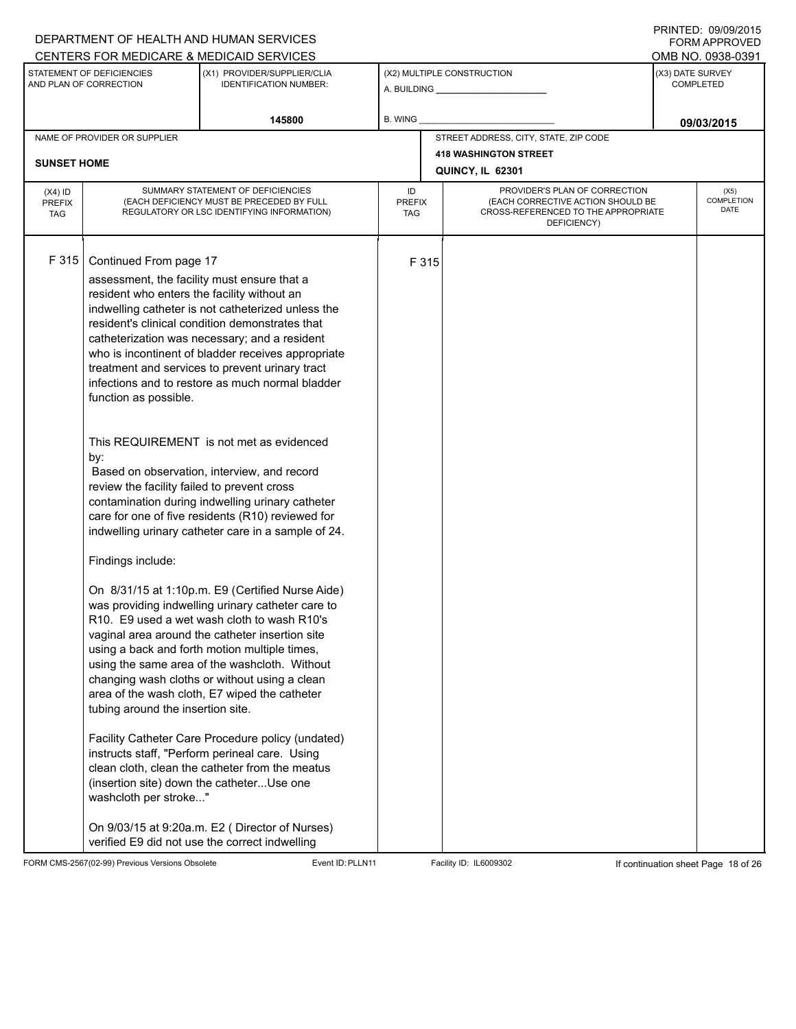DEPARTMENT OF HEALTH AND HUMAN SERVICES
CENTERS FOR MEDICARE & MEDICAID SERVICES

PRINTED: 09/09/2015
FORM APPROVED
OMB NO. 0938-0391

| STATEMENT OF DEFICIENCIES AND PLAN OF CORRECTION | (X1) PROVIDER/SUPPLIER/CLIA IDENTIFICATION NUMBER: | (X2) MULTIPLE CONSTRUCTION | (X3) DATE SURVEY COMPLETED |
|---|---|---|---|
| | 145800 | A. BUILDING ______ B. WING ______ | 09/03/2015 |

| NAME OF PROVIDER OR SUPPLIER | STREET ADDRESS, CITY, STATE, ZIP CODE |
|---|---|
| SUNSET HOME | 418 WASHINGTON STREET QUINCY, IL 62301 |

| (X4) ID PREFIX TAG | SUMMARY STATEMENT OF DEFICIENCIES (EACH DEFICIENCY MUST BE PRECEDED BY FULL REGULATORY OR LSC IDENTIFYING INFORMATION) | ID PREFIX TAG | PROVIDER'S PLAN OF CORRECTION (EACH CORRECTIVE ACTION SHOULD BE CROSS-REFERENCED TO THE APPROPRIATE DEFICIENCY) | (X5) COMPLETION DATE |
|---|---|---|---|---|
| F 315 | Continued From page 17 | F 315 | | |

assessment, the facility must ensure that a resident who enters the facility without an indwelling catheter is not catheterized unless the resident's clinical condition demonstrates that catheterization was necessary; and a resident who is incontinent of bladder receives appropriate treatment and services to prevent urinary tract infections and to restore as much normal bladder function as possible.

This REQUIREMENT is not met as evidenced by:
Based on observation, interview, and record review the facility failed to prevent cross contamination during indwelling urinary catheter care for one of five residents (R10) reviewed for indwelling urinary catheter care in a sample of 24.

Findings include:

On 8/31/15 at 1:10p.m. E9 (Certified Nurse Aide) was providing indwelling urinary catheter care to R10. E9 used a wet wash cloth to wash R10's vaginal area around the catheter insertion site using a back and forth motion multiple times, using the same area of the washcloth. Without changing wash cloths or without using a clean area of the wash cloth, E7 wiped the catheter tubing around the insertion site.

Facility Catheter Care Procedure policy (undated) instructs staff, "Perform perineal care. Using clean cloth, clean the catheter from the meatus (insertion site) down the catheter...Use one washcloth per stroke..."

On 9/03/15 at 9:20a.m. E2 ( Director of Nurses) verified E9 did not use the correct indwelling

FORM CMS-2567(02-99) Previous Versions Obsolete Event ID: PLLN11 Facility ID: IL6009302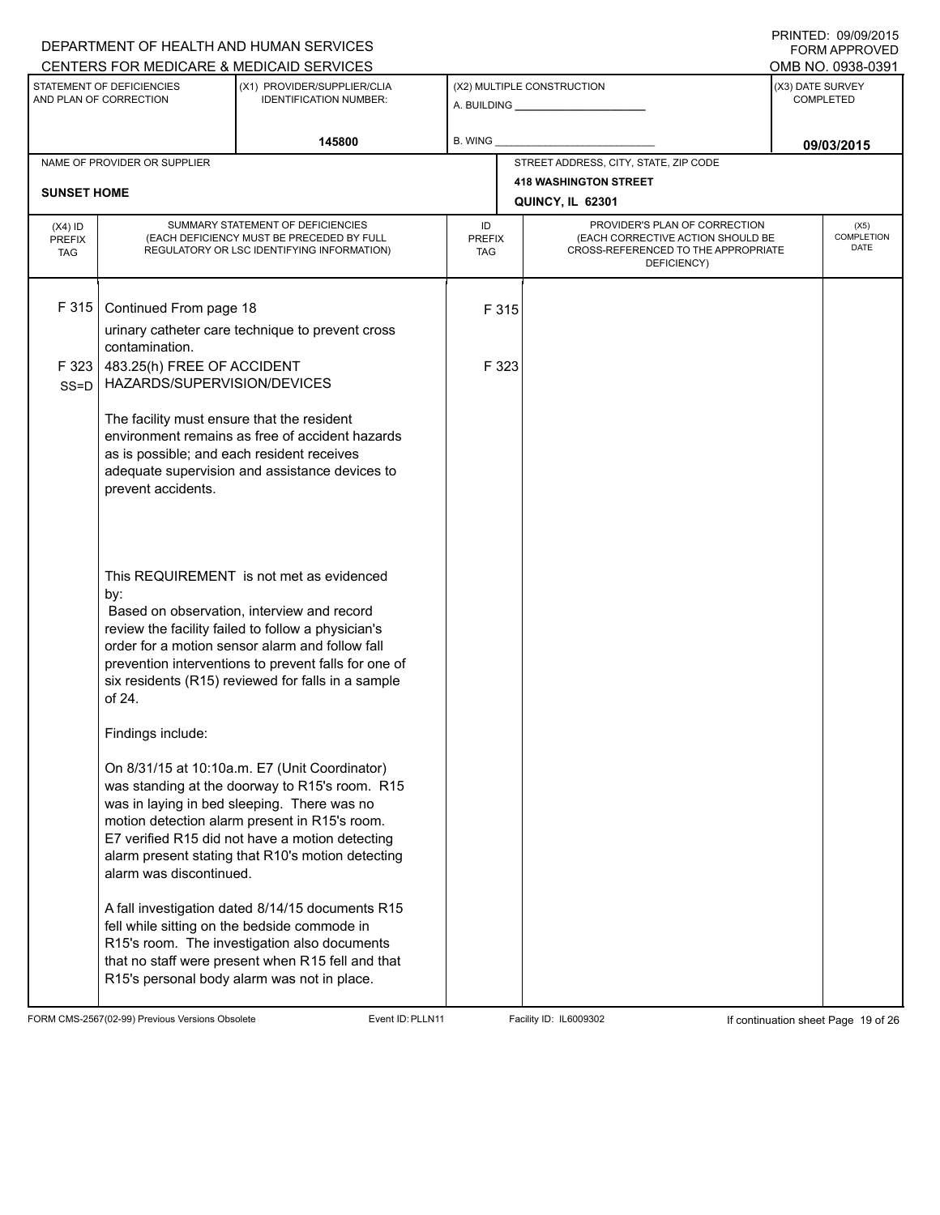DEPARTMENT OF HEALTH AND HUMAN SERVICES
CENTERS FOR MEDICARE & MEDICAID SERVICES

PRINTED: 09/09/2015
FORM APPROVED
OMB NO. 0938-0391

| STATEMENT OF DEFICIENCIES AND PLAN OF CORRECTION | (X1) PROVIDER/SUPPLIER/CLIA IDENTIFICATION NUMBER: | (X2) MULTIPLE CONSTRUCTION | (X3) DATE SURVEY COMPLETED |
|---|---|---|---|
| | 145800 | A. BUILDING ___ B. WING ___ | 09/03/2015 |

NAME OF PROVIDER OR SUPPLIER: **SUNSET HOME**

STREET ADDRESS, CITY, STATE, ZIP CODE: **418 WASHINGTON STREET, QUINCY, IL 62301**

| (X4) ID PREFIX TAG | SUMMARY STATEMENT OF DEFICIENCIES (EACH DEFICIENCY MUST BE PRECEDED BY FULL REGULATORY OR LSC IDENTIFYING INFORMATION) | ID PREFIX TAG | PROVIDER'S PLAN OF CORRECTION (EACH CORRECTIVE ACTION SHOULD BE CROSS-REFERENCED TO THE APPROPRIATE DEFICIENCY) | (X5) COMPLETION DATE |
|---|---|---|---|---|
| F 315 | Continued From page 18<br>urinary catheter care technique to prevent cross contamination. | F 315 | | |
| F 323 SS=D | 483.25(h) FREE OF ACCIDENT HAZARDS/SUPERVISION/DEVICES<br><br>The facility must ensure that the resident environment remains as free of accident hazards as is possible; and each resident receives adequate supervision and assistance devices to prevent accidents.<br><br>This REQUIREMENT is not met as evidenced by:<br>Based on observation, interview and record review the facility failed to follow a physician's order for a motion sensor alarm and follow fall prevention interventions to prevent falls for one of six residents (R15) reviewed for falls in a sample of 24.<br><br>Findings include:<br><br>On 8/31/15 at 10:10a.m. E7 (Unit Coordinator) was standing at the doorway to R15's room. R15 was in laying in bed sleeping. There was no motion detection alarm present in R15's room. E7 verified R15 did not have a motion detecting alarm present stating that R10's motion detecting alarm was discontinued.<br><br>A fall investigation dated 8/14/15 documents R15 fell while sitting on the bedside commode in R15's room. The investigation also documents that no staff were present when R15 fell and that R15's personal body alarm was not in place. | F 323 | | |

FORM CMS-2567(02-99) Previous Versions Obsolete Event ID: PLLN11 Facility ID: IL6009302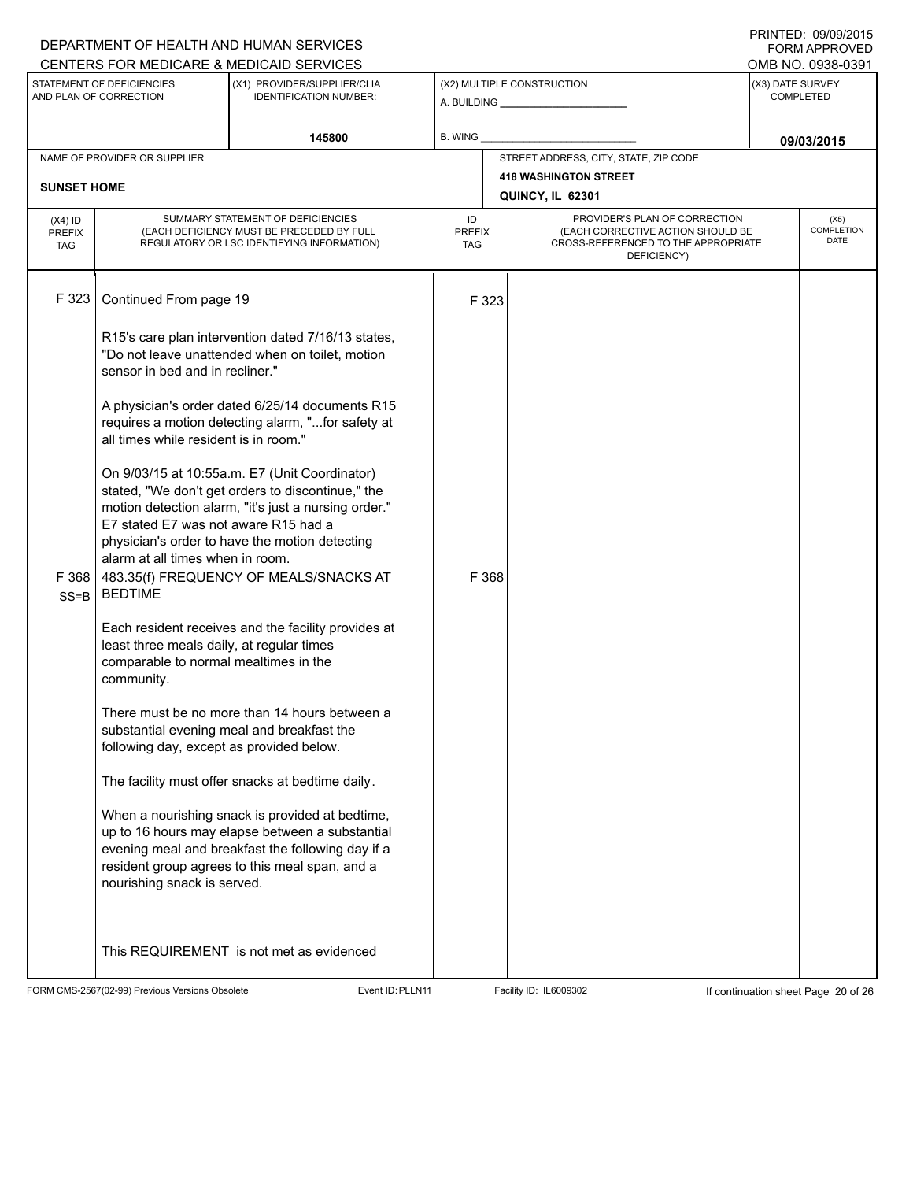DEPARTMENT OF HEALTH AND HUMAN SERVICES
CENTERS FOR MEDICARE & MEDICAID SERVICES

PRINTED: 09/09/2015
FORM APPROVED
OMB NO. 0938-0391

| STATEMENT OF DEFICIENCIES AND PLAN OF CORRECTION | (X1) PROVIDER/SUPPLIER/CLIA IDENTIFICATION NUMBER: | (X2) MULTIPLE CONSTRUCTION | (X3) DATE SURVEY COMPLETED |
|---|---|---|---|
| | 145800 | A. BUILDING ______ B. WING ______ | 09/03/2015 |

NAME OF PROVIDER OR SUPPLIER: **SUNSET HOME**

STREET ADDRESS, CITY, STATE, ZIP CODE: **418 WASHINGTON STREET, QUINCY, IL 62301**

| (X4) ID PREFIX TAG | SUMMARY STATEMENT OF DEFICIENCIES (EACH DEFICIENCY MUST BE PRECEDED BY FULL REGULATORY OR LSC IDENTIFYING INFORMATION) | ID PREFIX TAG | PROVIDER'S PLAN OF CORRECTION (EACH CORRECTIVE ACTION SHOULD BE CROSS-REFERENCED TO THE APPROPRIATE DEFICIENCY) | (X5) COMPLETION DATE |
|---|---|---|---|---|
| F 323 | Continued From page 19<br><br>R15's care plan intervention dated 7/16/13 states, "Do not leave unattended when on toilet, motion sensor in bed and in recliner."<br><br>A physician's order dated 6/25/14 documents R15 requires a motion detecting alarm, "...for safety at all times while resident is in room."<br><br>On 9/03/15 at 10:55a.m. E7 (Unit Coordinator) stated, "We don't get orders to discontinue," the motion detection alarm, "it's just a nursing order." E7 stated E7 was not aware R15 had a physician's order to have the motion detecting alarm at all times when in room. | F 323 | | |
| F 368 SS=B | 483.35(f) FREQUENCY OF MEALS/SNACKS AT BEDTIME<br><br>Each resident receives and the facility provides at least three meals daily, at regular times comparable to normal mealtimes in the community.<br><br>There must be no more than 14 hours between a substantial evening meal and breakfast the following day, except as provided below.<br><br>The facility must offer snacks at bedtime daily.<br><br>When a nourishing snack is provided at bedtime, up to 16 hours may elapse between a substantial evening meal and breakfast the following day if a resident group agrees to this meal span, and a nourishing snack is served.<br><br>This REQUIREMENT is not met as evidenced | F 368 | | |

FORM CMS-2567(02-99) Previous Versions Obsolete | Event ID: PLLN11 | Facility ID: IL6009302 | If continuation sheet Page 20 of 26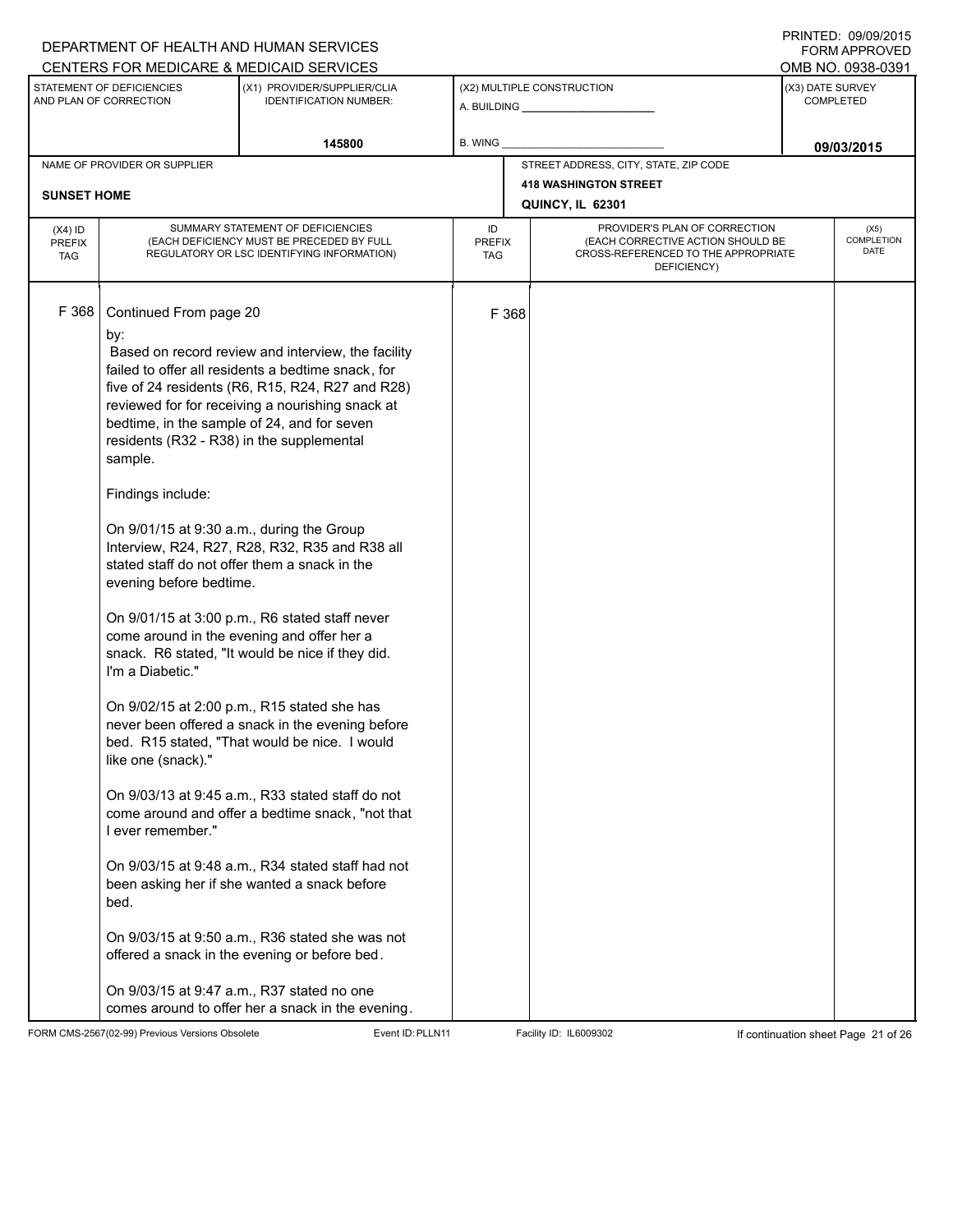DEPARTMENT OF HEALTH AND HUMAN SERVICES
CENTERS FOR MEDICARE & MEDICAID SERVICES

PRINTED: 09/09/2015
FORM APPROVED
OMB NO. 0938-0391

| STATEMENT OF DEFICIENCIES AND PLAN OF CORRECTION | (X1) PROVIDER/SUPPLIER/CLIA IDENTIFICATION NUMBER: | (X2) MULTIPLE CONSTRUCTION | (X3) DATE SURVEY COMPLETED |
|---|---|---|---|
| | 145800 | A. BUILDING ______ B. WING ______ | 09/03/2015 |

| NAME OF PROVIDER OR SUPPLIER | STREET ADDRESS, CITY, STATE, ZIP CODE |
|---|---|
| SUNSET HOME | 418 WASHINGTON STREET QUINCY, IL 62301 |

| (X4) ID PREFIX TAG | SUMMARY STATEMENT OF DEFICIENCIES (EACH DEFICIENCY MUST BE PRECEDED BY FULL REGULATORY OR LSC IDENTIFYING INFORMATION) | ID PREFIX TAG | PROVIDER'S PLAN OF CORRECTION (EACH CORRECTIVE ACTION SHOULD BE CROSS-REFERENCED TO THE APPROPRIATE DEFICIENCY) | (X5) COMPLETION DATE |
|---|---|---|---|---|
| F 368 | Continued From page 20 | F 368 | | |

by:

Based on record review and interview, the facility failed to offer all residents a bedtime snack, for five of 24 residents (R6, R15, R24, R27 and R28) reviewed for for receiving a nourishing snack at bedtime, in the sample of 24, and for seven residents (R32 - R38) in the supplemental sample.

Findings include:

On 9/01/15 at 9:30 a.m., during the Group Interview, R24, R27, R28, R32, R35 and R38 all stated staff do not offer them a snack in the evening before bedtime.

On 9/01/15 at 3:00 p.m., R6 stated staff never come around in the evening and offer her a snack. R6 stated, "It would be nice if they did. I'm a Diabetic."

On 9/02/15 at 2:00 p.m., R15 stated she has never been offered a snack in the evening before bed. R15 stated, "That would be nice. I would like one (snack)."

On 9/03/13 at 9:45 a.m., R33 stated staff do not come around and offer a bedtime snack, "not that I ever remember."

On 9/03/15 at 9:48 a.m., R34 stated staff had not been asking her if she wanted a snack before bed.

On 9/03/15 at 9:50 a.m., R36 stated she was not offered a snack in the evening or before bed.

On 9/03/15 at 9:47 a.m., R37 stated no one comes around to offer her a snack in the evening.

FORM CMS-2567(02-99) Previous Versions Obsolete Event ID: PLLN11 Facility ID: IL6009302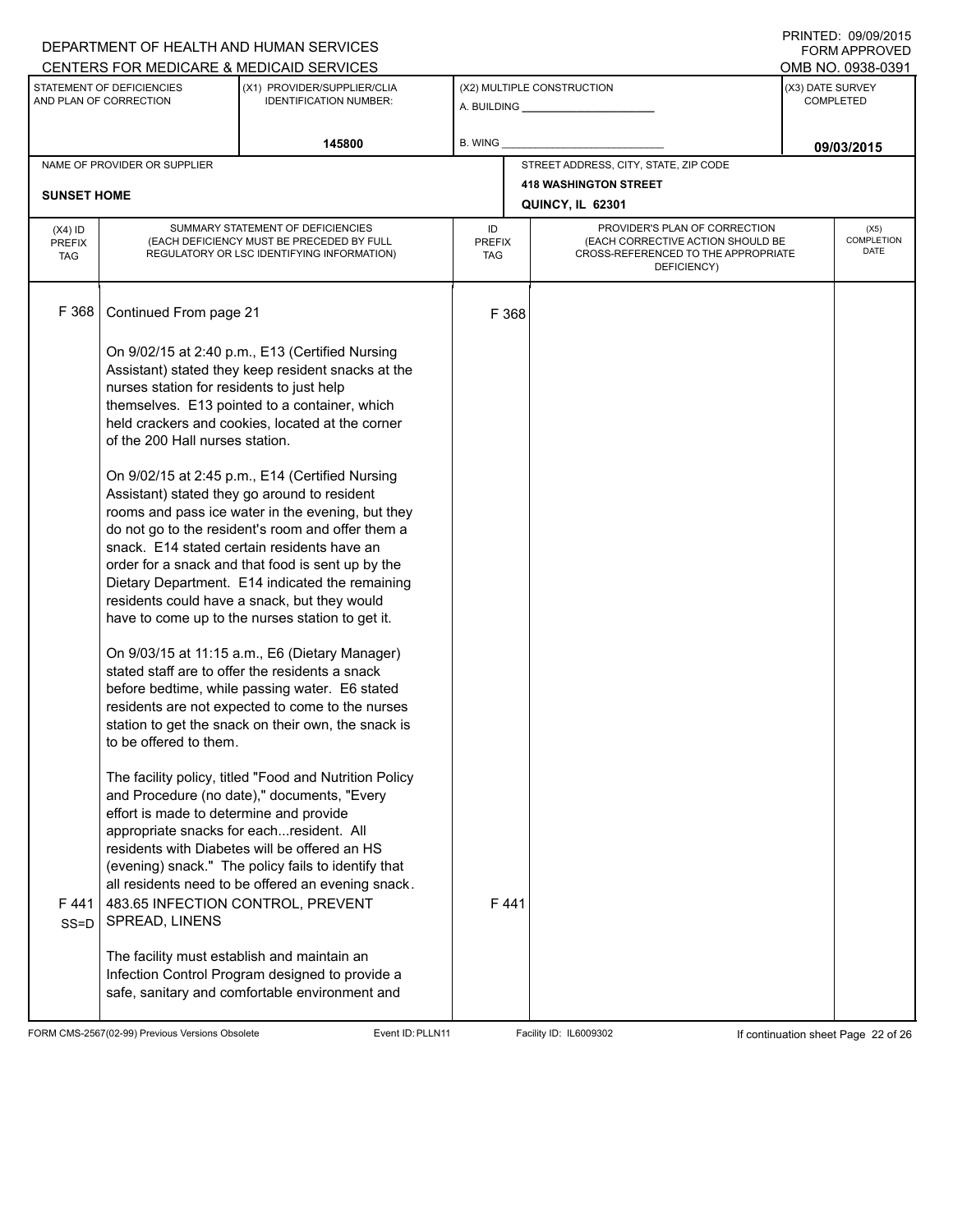DEPARTMENT OF HEALTH AND HUMAN SERVICES
CENTERS FOR MEDICARE & MEDICAID SERVICES

PRINTED: 09/09/2015
FORM APPROVED
OMB NO. 0938-0391

| STATEMENT OF DEFICIENCIES AND PLAN OF CORRECTION | (X1) PROVIDER/SUPPLIER/CLIA IDENTIFICATION NUMBER: | (X2) MULTIPLE CONSTRUCTION | (X3) DATE SURVEY COMPLETED |
|---|---|---|---|
| | 145800 | A. BUILDING ______ B. WING ______ | 09/03/2015 |

| NAME OF PROVIDER OR SUPPLIER | STREET ADDRESS, CITY, STATE, ZIP CODE |
|---|---|
| SUNSET HOME | 418 WASHINGTON STREET QUINCY, IL 62301 |

| (X4) ID PREFIX TAG | SUMMARY STATEMENT OF DEFICIENCIES (EACH DEFICIENCY MUST BE PRECEDED BY FULL REGULATORY OR LSC IDENTIFYING INFORMATION) | ID PREFIX TAG | PROVIDER'S PLAN OF CORRECTION (EACH CORRECTIVE ACTION SHOULD BE CROSS-REFERENCED TO THE APPROPRIATE DEFICIENCY) | (X5) COMPLETION DATE |
|---|---|---|---|---|
| F 368 | Continued From page 21<br><br>On 9/02/15 at 2:40 p.m., E13 (Certified Nursing Assistant) stated they keep resident snacks at the nurses station for residents to just help themselves. E13 pointed to a container, which held crackers and cookies, located at the corner of the 200 Hall nurses station.<br><br>On 9/02/15 at 2:45 p.m., E14 (Certified Nursing Assistant) stated they go around to resident rooms and pass ice water in the evening, but they do not go to the resident's room and offer them a snack. E14 stated certain residents have an order for a snack and that food is sent up by the Dietary Department. E14 indicated the remaining residents could have a snack, but they would have to come up to the nurses station to get it.<br><br>On 9/03/15 at 11:15 a.m., E6 (Dietary Manager) stated staff are to offer the residents a snack before bedtime, while passing water. E6 stated residents are not expected to come to the nurses station to get the snack on their own, the snack is to be offered to them.<br><br>The facility policy, titled "Food and Nutrition Policy and Procedure (no date)," documents, "Every effort is made to determine and provide appropriate snacks for each...resident. All residents with Diabetes will be offered an HS (evening) snack." The policy fails to identify that all residents need to be offered an evening snack. | F 368 | | |
| F 441 SS=D | 483.65 INFECTION CONTROL, PREVENT SPREAD, LINENS<br><br>The facility must establish and maintain an Infection Control Program designed to provide a safe, sanitary and comfortable environment and | F 441 | | |

FORM CMS-2567(02-99) Previous Versions Obsolete Event ID: PLLN11 Facility ID: IL6009302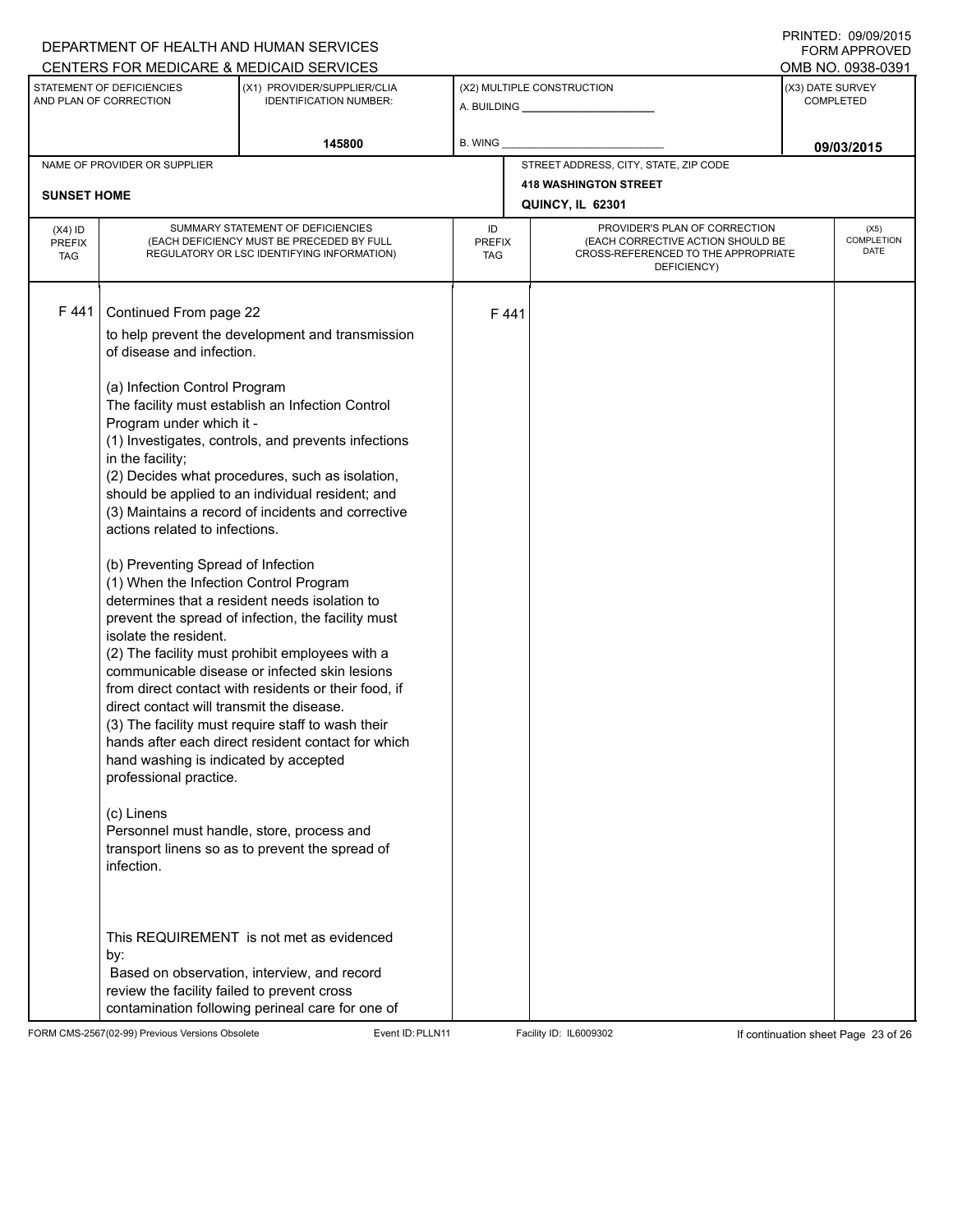DEPARTMENT OF HEALTH AND HUMAN SERVICES
CENTERS FOR MEDICARE & MEDICAID SERVICES

PRINTED: 09/09/2015
FORM APPROVED
OMB NO. 0938-0391

| STATEMENT OF DEFICIENCIES AND PLAN OF CORRECTION | (X1) PROVIDER/SUPPLIER/CLIA IDENTIFICATION NUMBER: | (X2) MULTIPLE CONSTRUCTION | (X3) DATE SURVEY COMPLETED |
|---|---|---|---|
| | 145800 | A. BUILDING ______ B. WING ______ | 09/03/2015 |

NAME OF PROVIDER OR SUPPLIER: SUNSET HOME

STREET ADDRESS, CITY, STATE, ZIP CODE: 418 WASHINGTON STREET, QUINCY, IL 62301

| (X4) ID PREFIX TAG | SUMMARY STATEMENT OF DEFICIENCIES (EACH DEFICIENCY MUST BE PRECEDED BY FULL REGULATORY OR LSC IDENTIFYING INFORMATION) | ID PREFIX TAG | PROVIDER'S PLAN OF CORRECTION (EACH CORRECTIVE ACTION SHOULD BE CROSS-REFERENCED TO THE APPROPRIATE DEFICIENCY) | (X5) COMPLETION DATE |
|---|---|---|---|---|
| F 441 | Continued From page 22<br>to help prevent the development and transmission of disease and infection.<br><br>(a) Infection Control Program<br>The facility must establish an Infection Control Program under which it -<br>(1) Investigates, controls, and prevents infections in the facility;<br>(2) Decides what procedures, such as isolation, should be applied to an individual resident; and<br>(3) Maintains a record of incidents and corrective actions related to infections.<br><br>(b) Preventing Spread of Infection<br>(1) When the Infection Control Program determines that a resident needs isolation to prevent the spread of infection, the facility must isolate the resident.<br>(2) The facility must prohibit employees with a communicable disease or infected skin lesions from direct contact with residents or their food, if direct contact will transmit the disease.<br>(3) The facility must require staff to wash their hands after each direct resident contact for which hand washing is indicated by accepted professional practice.<br><br>(c) Linens<br>Personnel must handle, store, process and transport linens so as to prevent the spread of infection.<br><br>This REQUIREMENT is not met as evidenced by:<br>Based on observation, interview, and record review the facility failed to prevent cross contamination following perineal care for one of | F 441 | | |

FORM CMS-2567(02-99) Previous Versions Obsolete | Event ID: PLLN11 | Facility ID: IL6009302 | If continuation sheet Page 23 of 26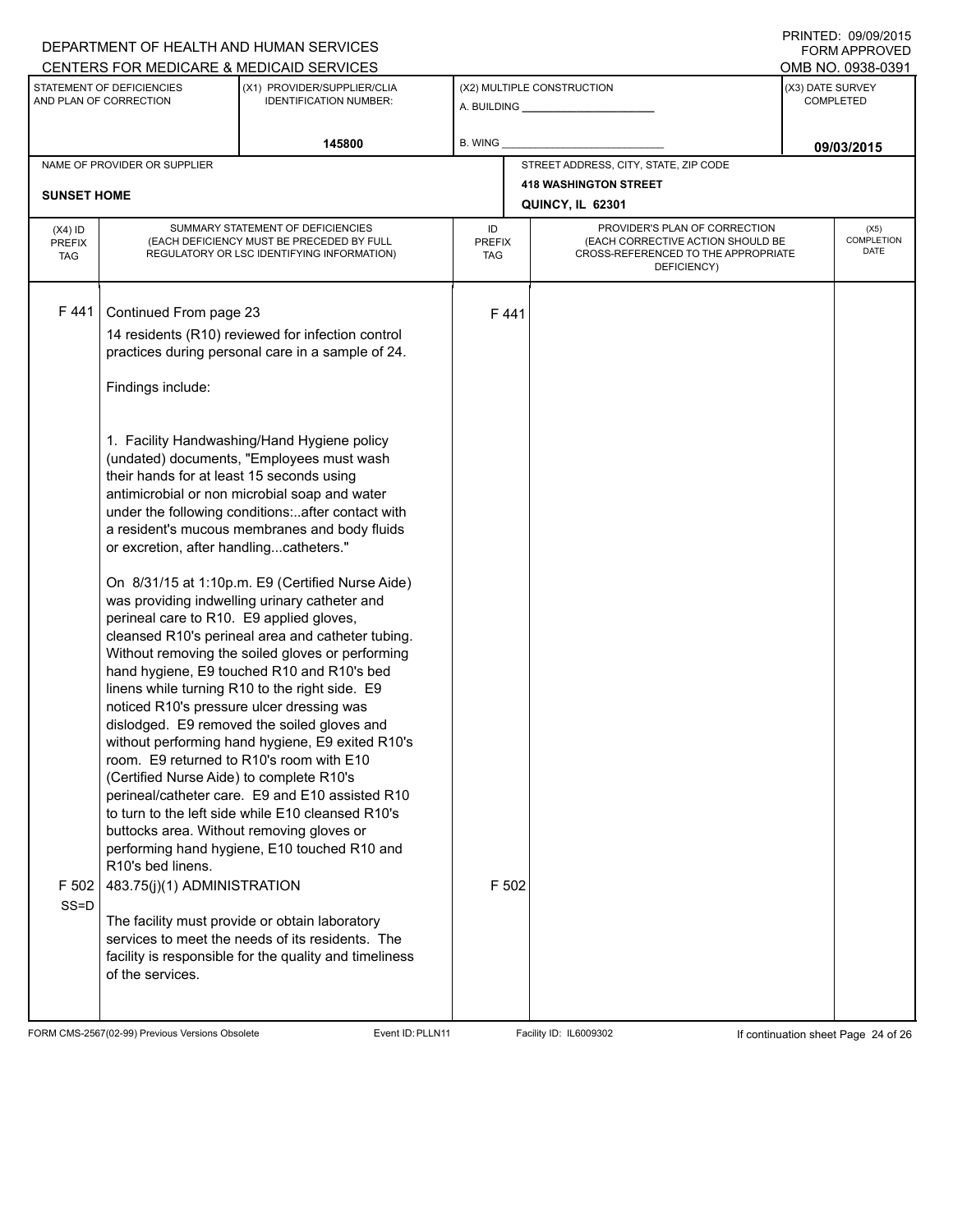DEPARTMENT OF HEALTH AND HUMAN SERVICES
CENTERS FOR MEDICARE & MEDICAID SERVICES

PRINTED: 09/09/2015
FORM APPROVED
OMB NO. 0938-0391

| STATEMENT OF DEFICIENCIES AND PLAN OF CORRECTION | (X1) PROVIDER/SUPPLIER/CLIA IDENTIFICATION NUMBER: | (X2) MULTIPLE CONSTRUCTION | (X3) DATE SURVEY COMPLETED |
|---|---|---|---|
| | 145800 | A. BUILDING _______ B. WING _______ | 09/03/2015 |

| NAME OF PROVIDER OR SUPPLIER | STREET ADDRESS, CITY, STATE, ZIP CODE |
|---|---|
| SUNSET HOME | 418 WASHINGTON STREET QUINCY, IL 62301 |

| (X4) ID PREFIX TAG | SUMMARY STATEMENT OF DEFICIENCIES (EACH DEFICIENCY MUST BE PRECEDED BY FULL REGULATORY OR LSC IDENTIFYING INFORMATION) | ID PREFIX TAG | PROVIDER'S PLAN OF CORRECTION (EACH CORRECTIVE ACTION SHOULD BE CROSS-REFERENCED TO THE APPROPRIATE DEFICIENCY) | (X5) COMPLETION DATE |
|---|---|---|---|---|
| F 441 | Continued From page 23<br>14 residents (R10) reviewed for infection control practices during personal care in a sample of 24.<br><br>Findings include:<br><br>1. Facility Handwashing/Hand Hygiene policy (undated) documents, "Employees must wash their hands for at least 15 seconds using antimicrobial or non microbial soap and water under the following conditions:..after contact with a resident's mucous membranes and body fluids or excretion, after handling...catheters."<br><br>On 8/31/15 at 1:10p.m. E9 (Certified Nurse Aide) was providing indwelling urinary catheter and perineal care to R10. E9 applied gloves, cleansed R10's perineal area and catheter tubing. Without removing the soiled gloves or performing hand hygiene, E9 touched R10 and R10's bed linens while turning R10 to the right side. E9 noticed R10's pressure ulcer dressing was dislodged. E9 removed the soiled gloves and without performing hand hygiene, E9 exited R10's room. E9 returned to R10's room with E10 (Certified Nurse Aide) to complete R10's perineal/catheter care. E9 and E10 assisted R10 to turn to the left side while E10 cleansed R10's buttocks area. Without removing gloves or performing hand hygiene, E10 touched R10 and R10's bed linens. | F 441 | | |
| F 502 SS=D | 483.75(j)(1) ADMINISTRATION<br><br>The facility must provide or obtain laboratory services to meet the needs of its residents. The facility is responsible for the quality and timeliness of the services. | F 502 | | |

FORM CMS-2567(02-99) Previous Versions Obsolete Event ID: PLLN11 Facility ID: IL6009302 If continuation sheet Page 24 of 26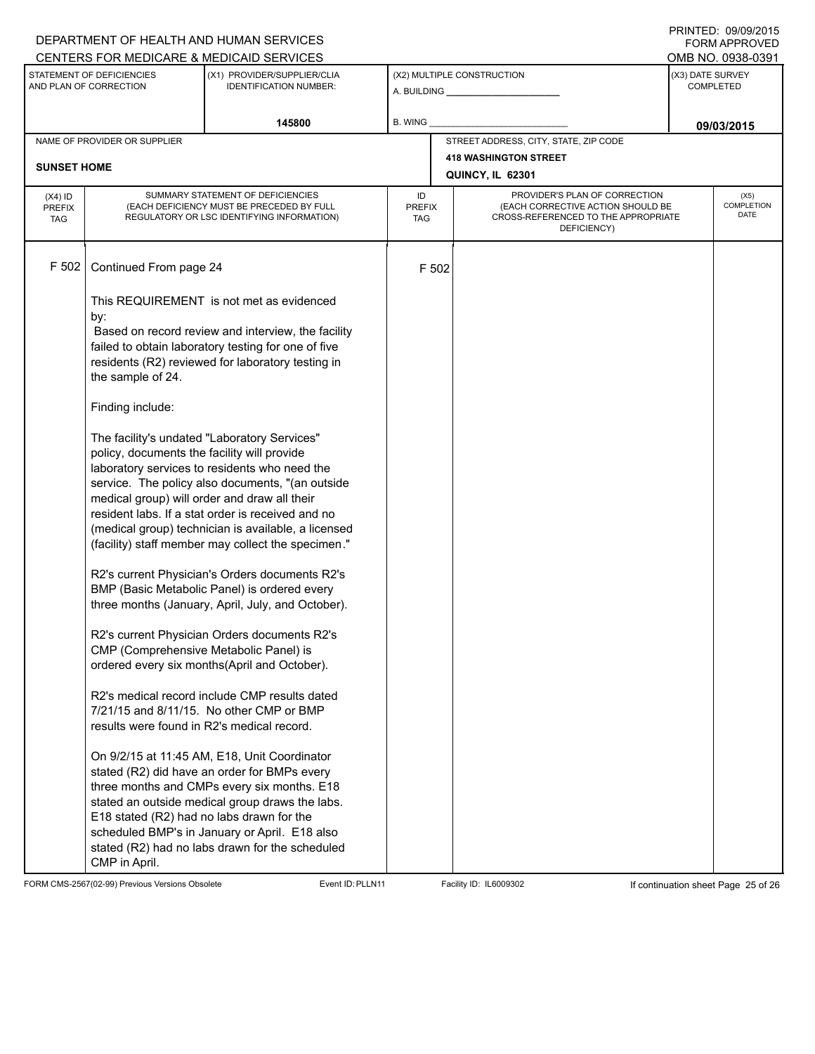DEPARTMENT OF HEALTH AND HUMAN SERVICES
CENTERS FOR MEDICARE & MEDICAID SERVICES

PRINTED: 09/09/2015
FORM APPROVED
OMB NO. 0938-0391

| STATEMENT OF DEFICIENCIES AND PLAN OF CORRECTION | (X1) PROVIDER/SUPPLIER/CLIA IDENTIFICATION NUMBER: | (X2) MULTIPLE CONSTRUCTION | (X3) DATE SURVEY COMPLETED |
| --- | --- | --- | --- |
| | 145800 | A. BUILDING ______ B. WING ______ | 09/03/2015 |

| NAME OF PROVIDER OR SUPPLIER | STREET ADDRESS, CITY, STATE, ZIP CODE |
| --- | --- |
| SUNSET HOME | 418 WASHINGTON STREET QUINCY, IL 62301 |

| (X4) ID PREFIX TAG | SUMMARY STATEMENT OF DEFICIENCIES (EACH DEFICIENCY MUST BE PRECEDED BY FULL REGULATORY OR LSC IDENTIFYING INFORMATION) | ID PREFIX TAG | PROVIDER'S PLAN OF CORRECTION (EACH CORRECTIVE ACTION SHOULD BE CROSS-REFERENCED TO THE APPROPRIATE DEFICIENCY) | (X5) COMPLETION DATE |
| --- | --- | --- | --- | --- |
| F 502 | Continued From page 24 | F 502 | | |

This REQUIREMENT is not met as evidenced by:
Based on record review and interview, the facility failed to obtain laboratory testing for one of five residents (R2) reviewed for laboratory testing in the sample of 24.

Finding include:

The facility's undated "Laboratory Services" policy, documents the facility will provide laboratory services to residents who need the service. The policy also documents, "(an outside medical group) will order and draw all their resident labs. If a stat order is received and no (medical group) technician is available, a licensed (facility) staff member may collect the specimen."

R2's current Physician's Orders documents R2's BMP (Basic Metabolic Panel) is ordered every three months (January, April, July, and October).

R2's current Physician Orders documents R2's CMP (Comprehensive Metabolic Panel) is ordered every six months(April and October).

R2's medical record include CMP results dated 7/21/15 and 8/11/15. No other CMP or BMP results were found in R2's medical record.

On 9/2/15 at 11:45 AM, E18, Unit Coordinator stated (R2) did have an order for BMPs every three months and CMPs every six months. E18 stated an outside medical group draws the labs. E18 stated (R2) had no labs drawn for the scheduled BMP's in January or April. E18 also stated (R2) had no labs drawn for the scheduled CMP in April.

FORM CMS-2567(02-99) Previous Versions Obsolete Event ID: PLLN11 Facility ID: IL6009302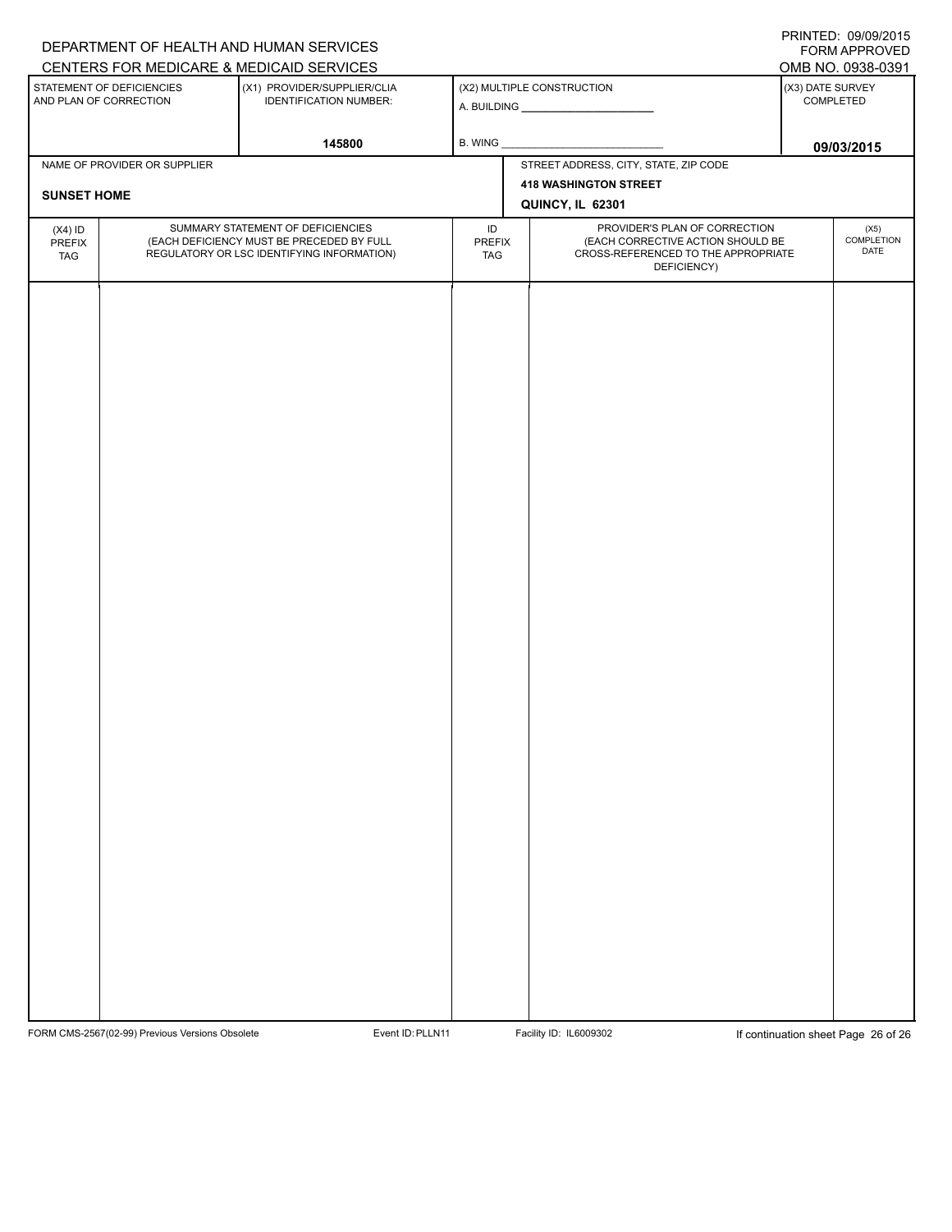DEPARTMENT OF HEALTH AND HUMAN SERVICES
CENTERS FOR MEDICARE & MEDICAID SERVICES

PRINTED: 09/09/2015
FORM APPROVED
OMB NO. 0938-0391

| STATEMENT OF DEFICIENCIES AND PLAN OF CORRECTION | (X1) PROVIDER/SUPPLIER/CLIA IDENTIFICATION NUMBER: | (X2) MULTIPLE CONSTRUCTION | (X3) DATE SURVEY COMPLETED |
|---|---|---|---|
| | 145800 | A. BUILDING _______ B. WING _______ | 09/03/2015 |

| NAME OF PROVIDER OR SUPPLIER | STREET ADDRESS, CITY, STATE, ZIP CODE |
|---|---|
| SUNSET HOME | 418 WASHINGTON STREET QUINCY, IL 62301 |

| (X4) ID PREFIX TAG | SUMMARY STATEMENT OF DEFICIENCIES (EACH DEFICIENCY MUST BE PRECEDED BY FULL REGULATORY OR LSC IDENTIFYING INFORMATION) | ID PREFIX TAG | PROVIDER'S PLAN OF CORRECTION (EACH CORRECTIVE ACTION SHOULD BE CROSS-REFERENCED TO THE APPROPRIATE DEFICIENCY) | (X5) COMPLETION DATE |
|---|---|---|---|---|
| | | | | |

FORM CMS-2567(02-99) Previous Versions Obsolete　Event ID: PLLN11　Facility ID: IL6009302　If continuation sheet Page 26 of 26